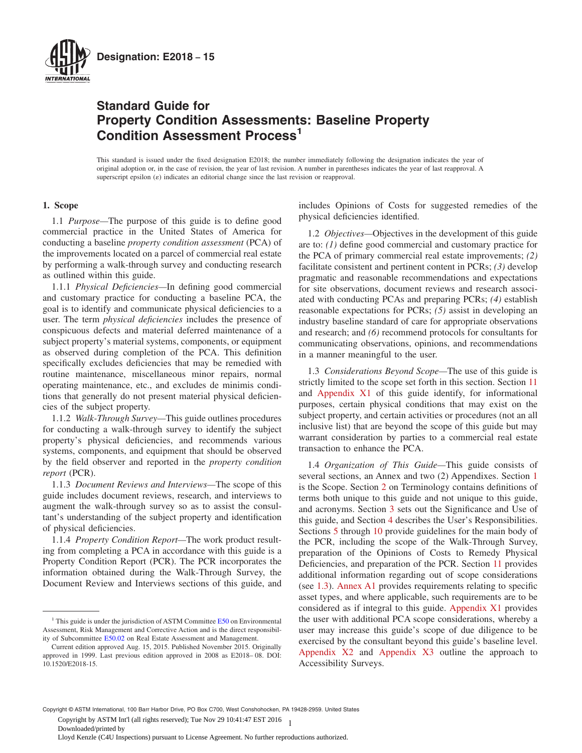**Designation: E2018 – 15**

# Standard Guide for Property Condition Assessments: Baseline Property Condition Assessment Process[1]

This standard is issued under the fixed designation E2018; the number immediately following the designation indicates the year of original adoption or, in the case of revision, the year of last revision. A number in parentheses indicates the year of last reapproval. A superscript epsilon (ε) indicates an editorial change since the last revision or reapproval.

## 1. Scope

1.1 *Purpose*—The purpose of this guide is to define good commercial practice in the United States of America for conducting a baseline *property condition assessment* (PCA) of the improvements located on a parcel of commercial real estate by performing a walk-through survey and conducting research as outlined within this guide.

1.1.1 *Physical Deficiencies*—In defining good commercial and customary practice for conducting a baseline PCA, the goal is to identify and communicate physical deficiencies to a user. The term *physical deficiencies* includes the presence of conspicuous defects and material deferred maintenance of a subject property's material systems, components, or equipment as observed during completion of the PCA. This definition specifically excludes deficiencies that may be remedied with routine maintenance, miscellaneous minor repairs, normal operating maintenance, etc., and excludes de minimis conditions that generally do not present material physical deficiencies of the subject property.

1.1.2 *Walk-Through Survey*—This guide outlines procedures for conducting a walk-through survey to identify the subject property's physical deficiencies, and recommends various systems, components, and equipment that should be observed by the field observer and reported in the *property condition report* (PCR).

1.1.3 *Document Reviews and Interviews*—The scope of this guide includes document reviews, research, and interviews to augment the walk-through survey so as to assist the consultant's understanding of the subject property and identification of physical deficiencies.

1.1.4 *Property Condition Report*—The work product resulting from completing a PCA in accordance with this guide is a Property Condition Report (PCR). The PCR incorporates the information obtained during the Walk-Through Survey, the Document Review and Interviews sections of this guide, and includes Opinions of Costs for suggested remedies of the physical deficiencies identified.

1.2 *Objectives*—Objectives in the development of this guide are to: *(1)* define good commercial and customary practice for the PCA of primary commercial real estate improvements; *(2)* facilitate consistent and pertinent content in PCRs; *(3)* develop pragmatic and reasonable recommendations and expectations for site observations, document reviews and research associated with conducting PCAs and preparing PCRs; *(4)* establish reasonable expectations for PCRs; *(5)* assist in developing an industry baseline standard of care for appropriate observations and research; and *(6)* recommend protocols for consultants for communicating observations, opinions, and recommendations in a manner meaningful to the user.

1.3 *Considerations Beyond Scope*—The use of this guide is strictly limited to the scope set forth in this section. Section 11 and Appendix X1 of this guide identify, for informational purposes, certain physical conditions that may exist on the subject property, and certain activities or procedures (not an all inclusive list) that are beyond the scope of this guide but may warrant consideration by parties to a commercial real estate transaction to enhance the PCA.

1.4 *Organization of This Guide*—This guide consists of several sections, an Annex and two (2) Appendixes. Section 1 is the Scope. Section 2 on Terminology contains definitions of terms both unique to this guide and not unique to this guide, and acronyms. Section 3 sets out the Significance and Use of this guide, and Section 4 describes the User's Responsibilities. Sections 5 through 10 provide guidelines for the main body of the PCR, including the scope of the Walk-Through Survey, preparation of the Opinions of Costs to Remedy Physical Deficiencies, and preparation of the PCR. Section 11 provides additional information regarding out of scope considerations (see 1.3). Annex A1 provides requirements relating to specific asset types, and where applicable, such requirements are to be considered as if integral to this guide. Appendix X1 provides the user with additional PCA scope considerations, whereby a user may increase this guide's scope of due diligence to be exercised by the consultant beyond this guide's baseline level. Appendix X2 and Appendix X3 outline the approach to Accessibility Surveys.

---

[1] This guide is under the jurisdiction of ASTM Committee E50 on Environmental Assessment, Risk Management and Corrective Action and is the direct responsibility of Subcommittee E50.02 on Real Estate Assessment and Management.

Current edition approved Aug. 15, 2015. Published November 2015. Originally approved in 1999. Last previous edition approved in 2008 as E2018– 08. DOI: 10.1520/E2018-15.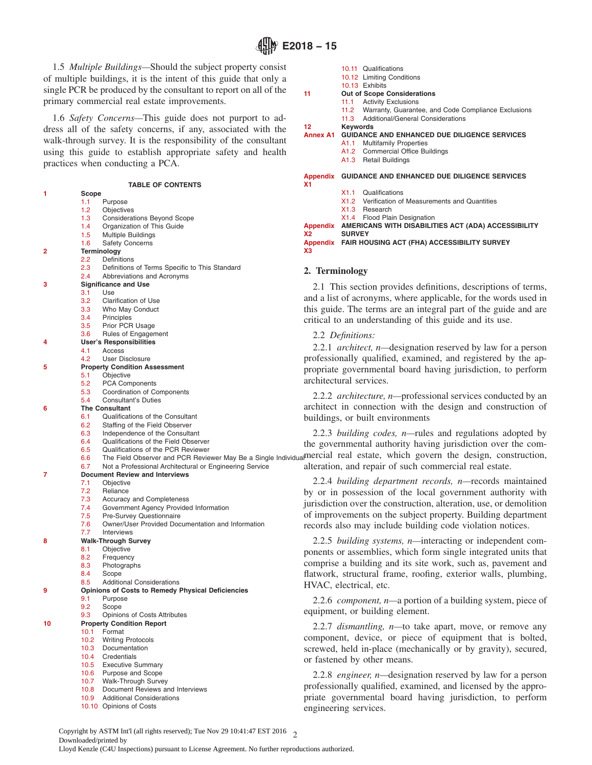1.5 *Multiple Buildings*—Should the subject property consist of multiple buildings, it is the intent of this guide that only a single PCR be produced by the consultant to report on all of the primary commercial real estate improvements.

1.6 *Safety Concerns*—This guide does not purport to address all of the safety concerns, if any, associated with the walk-through survey. It is the responsibility of the consultant using this guide to establish appropriate safety and health practices when conducting a PCA.

**TABLE OF CONTENTS**

| | | |
|---|---|---|
| 1 | **Scope** | |
| | 1.1 | Purpose |
| | 1.2 | Objectives |
| | 1.3 | Considerations Beyond Scope |
| | 1.4 | Organization of This Guide |
| | 1.5 | Multiple Buildings |
| | 1.6 | Safety Concerns |
| 2 | **Terminology** | |
| | 2.2 | Definitions |
| | 2.3 | Definitions of Terms Specific to This Standard |
| | 2.4 | Abbreviations and Acronyms |
| 3 | **Significance and Use** | |
| | 3.1 | Use |
| | 3.2 | Clarification of Use |
| | 3.3 | Who May Conduct |
| | 3.4 | Principles |
| | 3.5 | Prior PCR Usage |
| | 3.6 | Rules of Engagement |
| 4 | **User's Responsibilities** | |
| | 4.1 | Access |
| | 4.2 | User Disclosure |
| 5 | **Property Condition Assessment** | |
| | 5.1 | Objective |
| | 5.2 | PCA Components |
| | 5.3 | Coordination of Components |
| | 5.4 | Consultant's Duties |
| 6 | **The Consultant** | |
| | 6.1 | Qualifications of the Consultant |
| | 6.2 | Staffing of the Field Observer |
| | 6.3 | Independence of the Consultant |
| | 6.4 | Qualifications of the Field Observer |
| | 6.5 | Qualifications of the PCR Reviewer |
| | 6.6 | The Field Observer and PCR Reviewer May Be a Single Individual |
| | 6.7 | Not a Professional Architectural or Engineering Service |
| 7 | **Document Review and Interviews** | |
| | 7.1 | Objective |
| | 7.2 | Reliance |
| | 7.3 | Accuracy and Completeness |
| | 7.4 | Government Agency Provided Information |
| | 7.5 | Pre-Survey Questionnaire |
| | 7.6 | Owner/User Provided Documentation and Information |
| | 7.7 | Interviews |
| 8 | **Walk-Through Survey** | |
| | 8.1 | Objective |
| | 8.2 | Frequency |
| | 8.3 | Photographs |
| | 8.4 | Scope |
| | 8.5 | Additional Considerations |
| 9 | **Opinions of Costs to Remedy Physical Deficiencies** | |
| | 9.1 | Purpose |
| | 9.2 | Scope |
| | 9.3 | Opinions of Costs Attributes |
| 10 | **Property Condition Report** | |
| | 10.1 | Format |
| | 10.2 | Writing Protocols |
| | 10.3 | Documentation |
| | 10.4 | Credentials |
| | 10.5 | Executive Summary |
| | 10.6 | Purpose and Scope |
| | 10.7 | Walk-Through Survey |
| | 10.8 | Document Reviews and Interviews |
| | 10.9 | Additional Considerations |
| | 10.10 | Opinions of Costs |
| | 10.11 | Qualifications |
| | 10.12 | Limiting Conditions |
| | 10.13 | Exhibits |
| 11 | **Out of Scope Considerations** | |
| | 11.1 | Activity Exclusions |
| | 11.2 | Warranty, Guarantee, and Code Compliance Exclusions |
| | 11.3 | Additional/General Considerations |
| 12 | **Keywords** | |
| Annex A1 | **GUIDANCE AND ENHANCED DUE DILIGENCE SERVICES** | |
| | A1.1 | Multifamily Properties |
| | A1.2 | Commercial Office Buildings |
| | A1.3 | Retail Buildings |
| Appendix X1 | **GUIDANCE AND ENHANCED DUE DILIGENCE SERVICES** | |
| | X1.1 | Qualifications |
| | X1.2 | Verification of Measurements and Quantities |
| | X1.3 | Research |
| | X1.4 | Flood Plain Designation |
| Appendix X2 | **AMERICANS WITH DISABILITIES ACT (ADA) ACCESSIBILITY SURVEY** | |
| Appendix X3 | **FAIR HOUSING ACT (FHA) ACCESSIBILITY SURVEY** | |

## 2. Terminology

2.1 This section provides definitions, descriptions of terms, and a list of acronyms, where applicable, for the words used in this guide. The terms are an integral part of the guide and are critical to an understanding of this guide and its use.

2.2 *Definitions:*

2.2.1 *architect, n*—designation reserved by law for a person professionally qualified, examined, and registered by the appropriate governmental board having jurisdiction, to perform architectural services.

2.2.2 *architecture, n*—professional services conducted by an architect in connection with the design and construction of buildings, or built environments

2.2.3 *building codes, n*—rules and regulations adopted by the governmental authority having jurisdiction over the commercial real estate, which govern the design, construction, alteration, and repair of such commercial real estate.

2.2.4 *building department records, n*—records maintained by or in possession of the local government authority with jurisdiction over the construction, alteration, use, or demolition of improvements on the subject property. Building department records also may include building code violation notices.

2.2.5 *building systems, n*—interacting or independent components or assemblies, which form single integrated units that comprise a building and its site work, such as, pavement and flatwork, structural frame, roofing, exterior walls, plumbing, HVAC, electrical, etc.

2.2.6 *component, n*—a portion of a building system, piece of equipment, or building element.

2.2.7 *dismantling, n*—to take apart, move, or remove any component, device, or piece of equipment that is bolted, screwed, held in-place (mechanically or by gravity), secured, or fastened by other means.

2.2.8 *engineer, n*—designation reserved by law for a person professionally qualified, examined, and licensed by the appropriate governmental board having jurisdiction, to perform engineering services.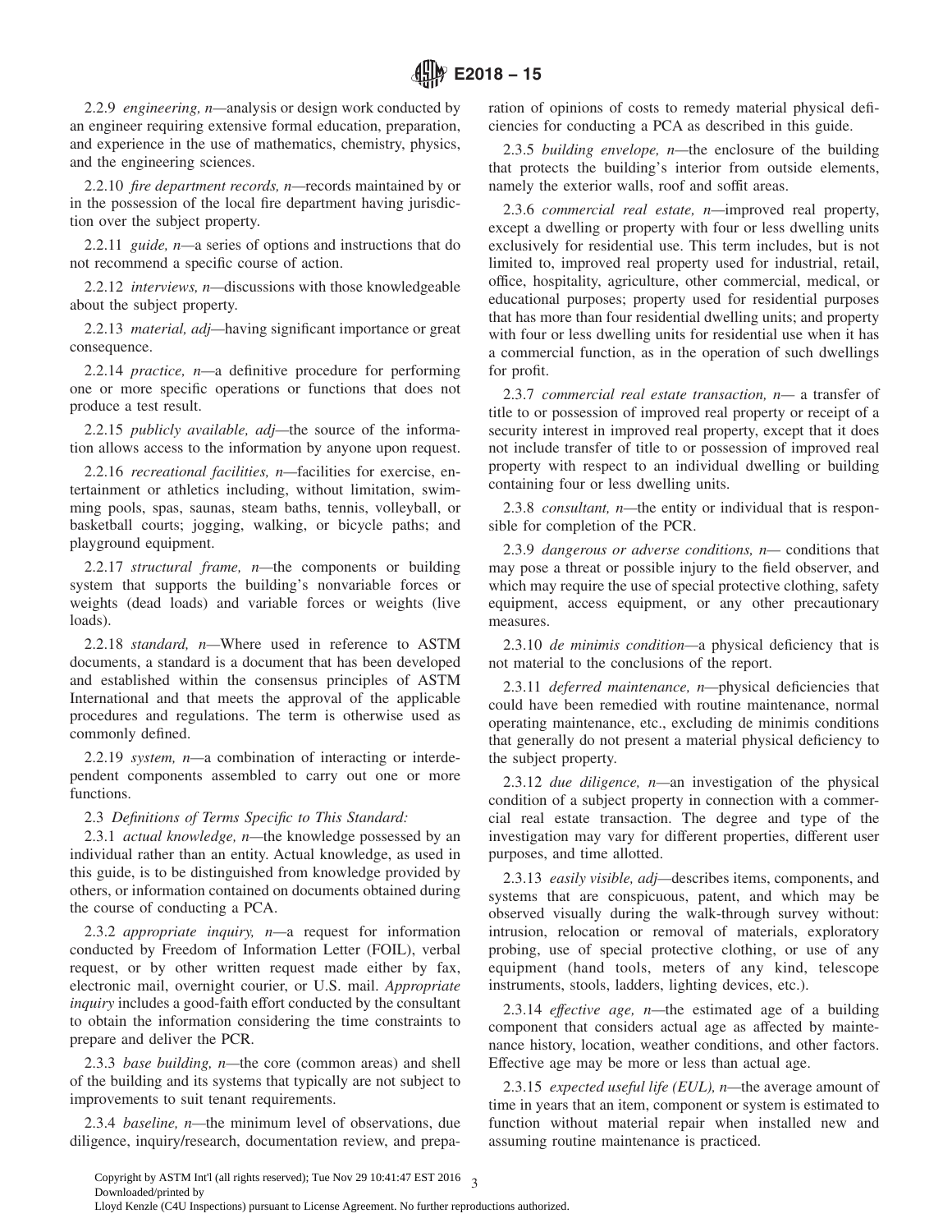2.2.9 *engineering, n*—analysis or design work conducted by an engineer requiring extensive formal education, preparation, and experience in the use of mathematics, chemistry, physics, and the engineering sciences.

2.2.10 *fire department records, n*—records maintained by or in the possession of the local fire department having jurisdiction over the subject property.

2.2.11 *guide, n*—a series of options and instructions that do not recommend a specific course of action.

2.2.12 *interviews, n*—discussions with those knowledgeable about the subject property.

2.2.13 *material, adj*—having significant importance or great consequence.

2.2.14 *practice, n*—a definitive procedure for performing one or more specific operations or functions that does not produce a test result.

2.2.15 *publicly available, adj*—the source of the information allows access to the information by anyone upon request.

2.2.16 *recreational facilities, n*—facilities for exercise, entertainment or athletics including, without limitation, swimming pools, spas, saunas, steam baths, tennis, volleyball, or basketball courts; jogging, walking, or bicycle paths; and playground equipment.

2.2.17 *structural frame, n*—the components or building system that supports the building's nonvariable forces or weights (dead loads) and variable forces or weights (live loads).

2.2.18 *standard, n*—Where used in reference to ASTM documents, a standard is a document that has been developed and established within the consensus principles of ASTM International and that meets the approval of the applicable procedures and regulations. The term is otherwise used as commonly defined.

2.2.19 *system, n*—a combination of interacting or interdependent components assembled to carry out one or more functions.

2.3 *Definitions of Terms Specific to This Standard:*

2.3.1 *actual knowledge, n*—the knowledge possessed by an individual rather than an entity. Actual knowledge, as used in this guide, is to be distinguished from knowledge provided by others, or information contained on documents obtained during the course of conducting a PCA.

2.3.2 *appropriate inquiry, n*—a request for information conducted by Freedom of Information Letter (FOIL), verbal request, or by other written request made either by fax, electronic mail, overnight courier, or U.S. mail. *Appropriate inquiry* includes a good-faith effort conducted by the consultant to obtain the information considering the time constraints to prepare and deliver the PCR.

2.3.3 *base building, n*—the core (common areas) and shell of the building and its systems that typically are not subject to improvements to suit tenant requirements.

2.3.4 *baseline, n*—the minimum level of observations, due diligence, inquiry/research, documentation review, and preparation of opinions of costs to remedy material physical deficiencies for conducting a PCA as described in this guide.

2.3.5 *building envelope, n*—the enclosure of the building that protects the building's interior from outside elements, namely the exterior walls, roof and soffit areas.

2.3.6 *commercial real estate, n*—improved real property, except a dwelling or property with four or less dwelling units exclusively for residential use. This term includes, but is not limited to, improved real property used for industrial, retail, office, hospitality, agriculture, other commercial, medical, or educational purposes; property used for residential purposes that has more than four residential dwelling units; and property with four or less dwelling units for residential use when it has a commercial function, as in the operation of such dwellings for profit.

2.3.7 *commercial real estate transaction, n*— a transfer of title to or possession of improved real property or receipt of a security interest in improved real property, except that it does not include transfer of title to or possession of improved real property with respect to an individual dwelling or building containing four or less dwelling units.

2.3.8 *consultant, n*—the entity or individual that is responsible for completion of the PCR.

2.3.9 *dangerous or adverse conditions, n*— conditions that may pose a threat or possible injury to the field observer, and which may require the use of special protective clothing, safety equipment, access equipment, or any other precautionary measures.

2.3.10 *de minimis condition*—a physical deficiency that is not material to the conclusions of the report.

2.3.11 *deferred maintenance, n*—physical deficiencies that could have been remedied with routine maintenance, normal operating maintenance, etc., excluding de minimis conditions that generally do not present a material physical deficiency to the subject property.

2.3.12 *due diligence, n*—an investigation of the physical condition of a subject property in connection with a commercial real estate transaction. The degree and type of the investigation may vary for different properties, different user purposes, and time allotted.

2.3.13 *easily visible, adj*—describes items, components, and systems that are conspicuous, patent, and which may be observed visually during the walk-through survey without: intrusion, relocation or removal of materials, exploratory probing, use of special protective clothing, or use of any equipment (hand tools, meters of any kind, telescope instruments, stools, ladders, lighting devices, etc.).

2.3.14 *effective age, n*—the estimated age of a building component that considers actual age as affected by maintenance history, location, weather conditions, and other factors. Effective age may be more or less than actual age.

2.3.15 *expected useful life (EUL), n*—the average amount of time in years that an item, component or system is estimated to function without material repair when installed new and assuming routine maintenance is practiced.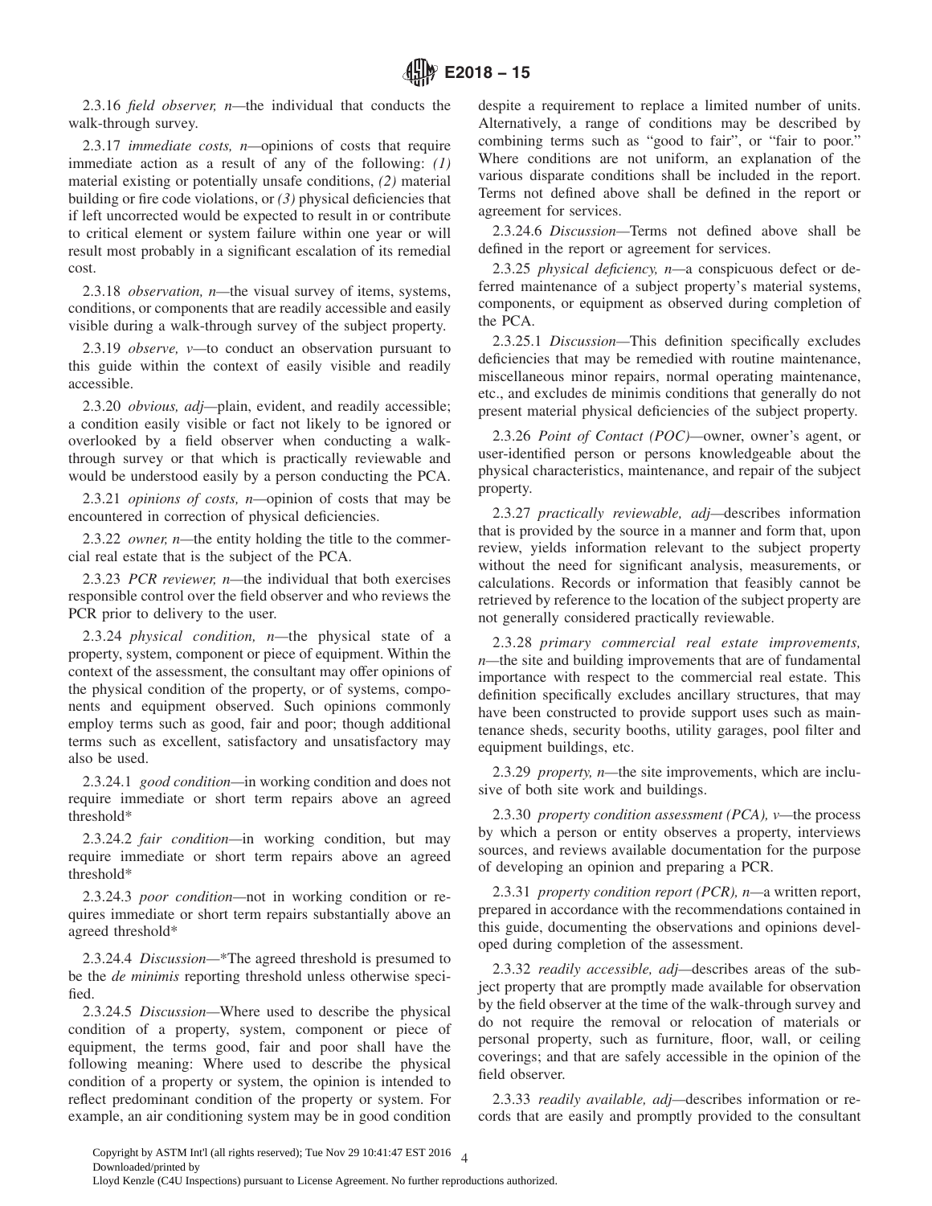2.3.16 *field observer, n*—the individual that conducts the walk-through survey.

2.3.17 *immediate costs, n*—opinions of costs that require immediate action as a result of any of the following: *(1)* material existing or potentially unsafe conditions, *(2)* material building or fire code violations, or *(3)* physical deficiencies that if left uncorrected would be expected to result in or contribute to critical element or system failure within one year or will result most probably in a significant escalation of its remedial cost.

2.3.18 *observation, n*—the visual survey of items, systems, conditions, or components that are readily accessible and easily visible during a walk-through survey of the subject property.

2.3.19 *observe, v*—to conduct an observation pursuant to this guide within the context of easily visible and readily accessible.

2.3.20 *obvious, adj*—plain, evident, and readily accessible; a condition easily visible or fact not likely to be ignored or overlooked by a field observer when conducting a walk-through survey or that which is practically reviewable and would be understood easily by a person conducting the PCA.

2.3.21 *opinions of costs, n*—opinion of costs that may be encountered in correction of physical deficiencies.

2.3.22 *owner, n*—the entity holding the title to the commercial real estate that is the subject of the PCA.

2.3.23 *PCR reviewer, n*—the individual that both exercises responsible control over the field observer and who reviews the PCR prior to delivery to the user.

2.3.24 *physical condition, n*—the physical state of a property, system, component or piece of equipment. Within the context of the assessment, the consultant may offer opinions of the physical condition of the property, or of systems, components and equipment observed. Such opinions commonly employ terms such as good, fair and poor; though additional terms such as excellent, satisfactory and unsatisfactory may also be used.

2.3.24.1 *good condition*—in working condition and does not require immediate or short term repairs above an agreed threshold*

2.3.24.2 *fair condition*—in working condition, but may require immediate or short term repairs above an agreed threshold*

2.3.24.3 *poor condition*—not in working condition or requires immediate or short term repairs substantially above an agreed threshold*

2.3.24.4 *Discussion*—*The agreed threshold is presumed to be the *de minimis* reporting threshold unless otherwise specified.

2.3.24.5 *Discussion*—Where used to describe the physical condition of a property, system, component or piece of equipment, the terms good, fair and poor shall have the following meaning: Where used to describe the physical condition of a property or system, the opinion is intended to reflect predominant condition of the property or system. For example, an air conditioning system may be in good condition despite a requirement to replace a limited number of units. Alternatively, a range of conditions may be described by combining terms such as "good to fair", or "fair to poor." Where conditions are not uniform, an explanation of the various disparate conditions shall be included in the report. Terms not defined above shall be defined in the report or agreement for services.

2.3.24.6 *Discussion*—Terms not defined above shall be defined in the report or agreement for services.

2.3.25 *physical deficiency, n*—a conspicuous defect or deferred maintenance of a subject property's material systems, components, or equipment as observed during completion of the PCA.

2.3.25.1 *Discussion*—This definition specifically excludes deficiencies that may be remedied with routine maintenance, miscellaneous minor repairs, normal operating maintenance, etc., and excludes de minimis conditions that generally do not present material physical deficiencies of the subject property.

2.3.26 *Point of Contact (POC)*—owner, owner's agent, or user-identified person or persons knowledgeable about the physical characteristics, maintenance, and repair of the subject property.

2.3.27 *practically reviewable, adj*—describes information that is provided by the source in a manner and form that, upon review, yields information relevant to the subject property without the need for significant analysis, measurements, or calculations. Records or information that feasibly cannot be retrieved by reference to the location of the subject property are not generally considered practically reviewable.

2.3.28 *primary commercial real estate improvements, n*—the site and building improvements that are of fundamental importance with respect to the commercial real estate. This definition specifically excludes ancillary structures, that may have been constructed to provide support uses such as maintenance sheds, security booths, utility garages, pool filter and equipment buildings, etc.

2.3.29 *property, n*—the site improvements, which are inclusive of both site work and buildings.

2.3.30 *property condition assessment (PCA), v*—the process by which a person or entity observes a property, interviews sources, and reviews available documentation for the purpose of developing an opinion and preparing a PCR.

2.3.31 *property condition report (PCR), n*—a written report, prepared in accordance with the recommendations contained in this guide, documenting the observations and opinions developed during completion of the assessment.

2.3.32 *readily accessible, adj*—describes areas of the subject property that are promptly made available for observation by the field observer at the time of the walk-through survey and do not require the removal or relocation of materials or personal property, such as furniture, floor, wall, or ceiling coverings; and that are safely accessible in the opinion of the field observer.

2.3.33 *readily available, adj*—describes information or records that are easily and promptly provided to the consultant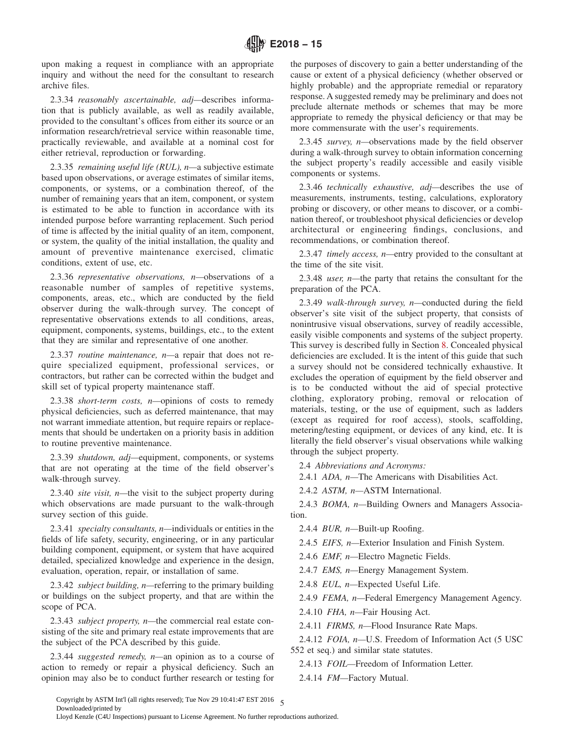upon making a request in compliance with an appropriate inquiry and without the need for the consultant to research archive files.

2.3.34 *reasonably ascertainable, adj*—describes information that is publicly available, as well as readily available, provided to the consultant's offices from either its source or an information research/retrieval service within reasonable time, practically reviewable, and available at a nominal cost for either retrieval, reproduction or forwarding.

2.3.35 *remaining useful life (RUL), n*—a subjective estimate based upon observations, or average estimates of similar items, components, or systems, or a combination thereof, of the number of remaining years that an item, component, or system is estimated to be able to function in accordance with its intended purpose before warranting replacement. Such period of time is affected by the initial quality of an item, component, or system, the quality of the initial installation, the quality and amount of preventive maintenance exercised, climatic conditions, extent of use, etc.

2.3.36 *representative observations, n*—observations of a reasonable number of samples of repetitive systems, components, areas, etc., which are conducted by the field observer during the walk-through survey. The concept of representative observations extends to all conditions, areas, equipment, components, systems, buildings, etc., to the extent that they are similar and representative of one another.

2.3.37 *routine maintenance, n*—a repair that does not require specialized equipment, professional services, or contractors, but rather can be corrected within the budget and skill set of typical property maintenance staff.

2.3.38 *short-term costs, n*—opinions of costs to remedy physical deficiencies, such as deferred maintenance, that may not warrant immediate attention, but require repairs or replacements that should be undertaken on a priority basis in addition to routine preventive maintenance.

2.3.39 *shutdown, adj*—equipment, components, or systems that are not operating at the time of the field observer's walk-through survey.

2.3.40 *site visit, n*—the visit to the subject property during which observations are made pursuant to the walk-through survey section of this guide.

2.3.41 *specialty consultants, n*—individuals or entities in the fields of life safety, security, engineering, or in any particular building component, equipment, or system that have acquired detailed, specialized knowledge and experience in the design, evaluation, operation, repair, or installation of same.

2.3.42 *subject building, n*—referring to the primary building or buildings on the subject property, and that are within the scope of PCA.

2.3.43 *subject property, n*—the commercial real estate consisting of the site and primary real estate improvements that are the subject of the PCA described by this guide.

2.3.44 *suggested remedy, n*—an opinion as to a course of action to remedy or repair a physical deficiency. Such an opinion may also be to conduct further research or testing for the purposes of discovery to gain a better understanding of the cause or extent of a physical deficiency (whether observed or highly probable) and the appropriate remedial or reparatory response. A suggested remedy may be preliminary and does not preclude alternate methods or schemes that may be more appropriate to remedy the physical deficiency or that may be more commensurate with the user's requirements.

2.3.45 *survey, n*—observations made by the field observer during a walk-through survey to obtain information concerning the subject property's readily accessible and easily visible components or systems.

2.3.46 *technically exhaustive, adj*—describes the use of measurements, instruments, testing, calculations, exploratory probing or discovery, or other means to discover, or a combination thereof, or troubleshoot physical deficiencies or develop architectural or engineering findings, conclusions, and recommendations, or combination thereof.

2.3.47 *timely access, n*—entry provided to the consultant at the time of the site visit.

2.3.48 *user, n*—the party that retains the consultant for the preparation of the PCA.

2.3.49 *walk-through survey, n*—conducted during the field observer's site visit of the subject property, that consists of nonintrusive visual observations, survey of readily accessible, easily visible components and systems of the subject property. This survey is described fully in Section 8. Concealed physical deficiencies are excluded. It is the intent of this guide that such a survey should not be considered technically exhaustive. It excludes the operation of equipment by the field observer and is to be conducted without the aid of special protective clothing, exploratory probing, removal or relocation of materials, testing, or the use of equipment, such as ladders (except as required for roof access), stools, scaffolding, metering/testing equipment, or devices of any kind, etc. It is literally the field observer's visual observations while walking through the subject property.

2.4 *Abbreviations and Acronyms:*

2.4.1 *ADA, n*—The Americans with Disabilities Act.

2.4.2 *ASTM, n*—ASTM International.

2.4.3 *BOMA, n*—Building Owners and Managers Association.

2.4.4 *BUR, n*—Built-up Roofing.

2.4.5 *EIFS, n*—Exterior Insulation and Finish System.

2.4.6 *EMF, n*—Electro Magnetic Fields.

2.4.7 *EMS, n*—Energy Management System.

2.4.8 *EUL, n*—Expected Useful Life.

2.4.9 *FEMA, n*—Federal Emergency Management Agency.

2.4.10 *FHA, n*—Fair Housing Act.

2.4.11 *FIRMS, n*—Flood Insurance Rate Maps.

2.4.12 *FOIA, n*—U.S. Freedom of Information Act (5 USC 552 et seq.) and similar state statutes.

2.4.13 *FOIL*—Freedom of Information Letter.

2.4.14 *FM*—Factory Mutual.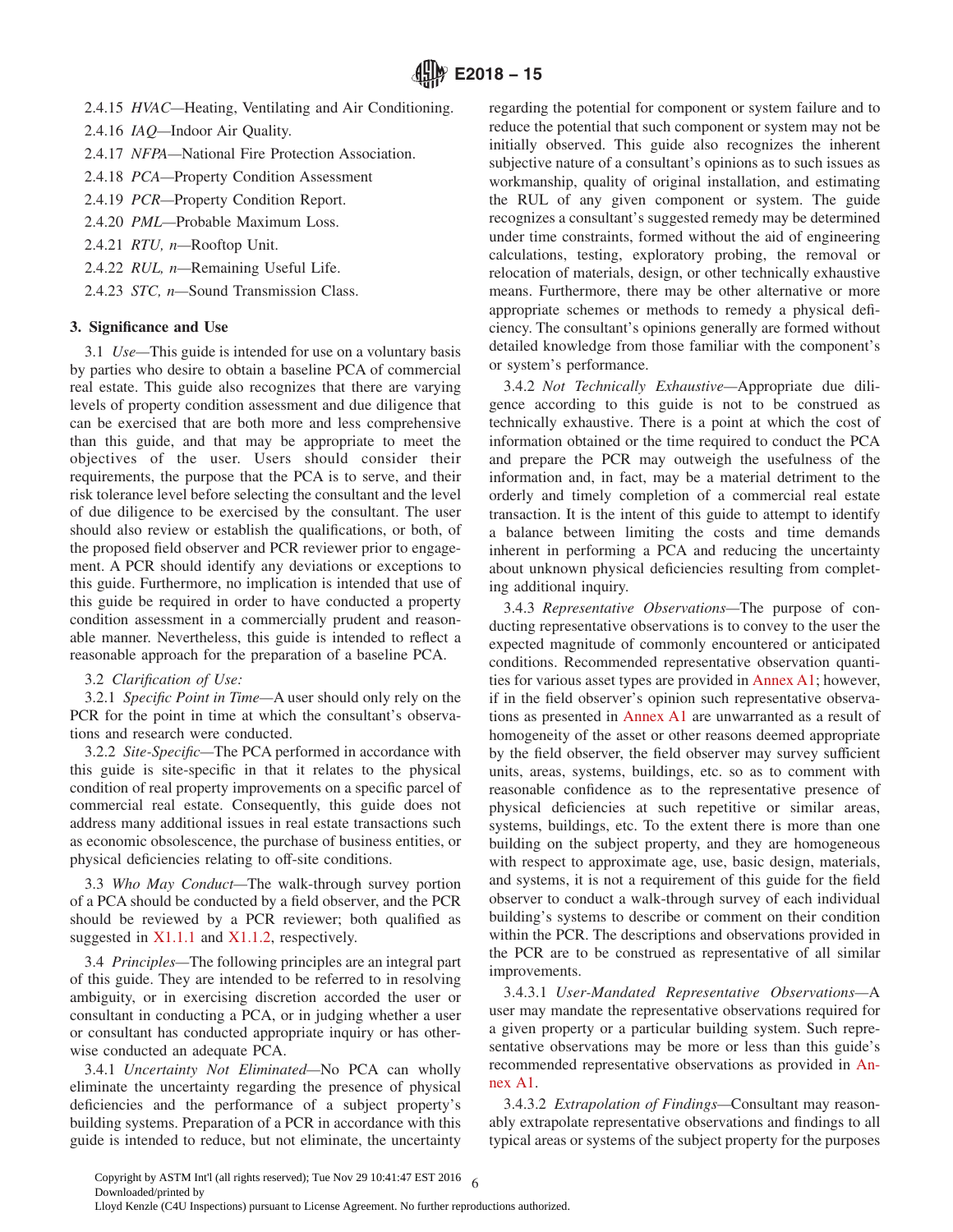2.4.15 *HVAC*—Heating, Ventilating and Air Conditioning.

2.4.16 *IAQ*—Indoor Air Quality.

2.4.17 *NFPA*—National Fire Protection Association.

2.4.18 *PCA*—Property Condition Assessment

2.4.19 *PCR*—Property Condition Report.

2.4.20 *PML*—Probable Maximum Loss.

2.4.21 *RTU, n*—Rooftop Unit.

2.4.22 *RUL, n*—Remaining Useful Life.

2.4.23 *STC, n*—Sound Transmission Class.

## 3. Significance and Use

3.1 *Use*—This guide is intended for use on a voluntary basis by parties who desire to obtain a baseline PCA of commercial real estate. This guide also recognizes that there are varying levels of property condition assessment and due diligence that can be exercised that are both more and less comprehensive than this guide, and that may be appropriate to meet the objectives of the user. Users should consider their requirements, the purpose that the PCA is to serve, and their risk tolerance level before selecting the consultant and the level of due diligence to be exercised by the consultant. The user should also review or establish the qualifications, or both, of the proposed field observer and PCR reviewer prior to engagement. A PCR should identify any deviations or exceptions to this guide. Furthermore, no implication is intended that use of this guide be required in order to have conducted a property condition assessment in a commercially prudent and reasonable manner. Nevertheless, this guide is intended to reflect a reasonable approach for the preparation of a baseline PCA.

3.2 *Clarification of Use:*

3.2.1 *Specific Point in Time*—A user should only rely on the PCR for the point in time at which the consultant's observations and research were conducted.

3.2.2 *Site-Specific*—The PCA performed in accordance with this guide is site-specific in that it relates to the physical condition of real property improvements on a specific parcel of commercial real estate. Consequently, this guide does not address many additional issues in real estate transactions such as economic obsolescence, the purchase of business entities, or physical deficiencies relating to off-site conditions.

3.3 *Who May Conduct*—The walk-through survey portion of a PCA should be conducted by a field observer, and the PCR should be reviewed by a PCR reviewer; both qualified as suggested in X1.1.1 and X1.1.2, respectively.

3.4 *Principles*—The following principles are an integral part of this guide. They are intended to be referred to in resolving ambiguity, or in exercising discretion accorded the user or consultant in conducting a PCA, or in judging whether a user or consultant has conducted appropriate inquiry or has otherwise conducted an adequate PCA.

3.4.1 *Uncertainty Not Eliminated*—No PCA can wholly eliminate the uncertainty regarding the presence of physical deficiencies and the performance of a subject property's building systems. Preparation of a PCR in accordance with this guide is intended to reduce, but not eliminate, the uncertainty regarding the potential for component or system failure and to reduce the potential that such component or system may not be initially observed. This guide also recognizes the inherent subjective nature of a consultant's opinions as to such issues as workmanship, quality of original installation, and estimating the RUL of any given component or system. The guide recognizes a consultant's suggested remedy may be determined under time constraints, formed without the aid of engineering calculations, testing, exploratory probing, the removal or relocation of materials, design, or other technically exhaustive means. Furthermore, there may be other alternative or more appropriate schemes or methods to remedy a physical deficiency. The consultant's opinions generally are formed without detailed knowledge from those familiar with the component's or system's performance.

3.4.2 *Not Technically Exhaustive*—Appropriate due diligence according to this guide is not to be construed as technically exhaustive. There is a point at which the cost of information obtained or the time required to conduct the PCA and prepare the PCR may outweigh the usefulness of the information and, in fact, may be a material detriment to the orderly and timely completion of a commercial real estate transaction. It is the intent of this guide to attempt to identify a balance between limiting the costs and time demands inherent in performing a PCA and reducing the uncertainty about unknown physical deficiencies resulting from completing additional inquiry.

3.4.3 *Representative Observations*—The purpose of conducting representative observations is to convey to the user the expected magnitude of commonly encountered or anticipated conditions. Recommended representative observation quantities for various asset types are provided in Annex A1; however, if in the field observer's opinion such representative observations as presented in Annex A1 are unwarranted as a result of homogeneity of the asset or other reasons deemed appropriate by the field observer, the field observer may survey sufficient units, areas, systems, buildings, etc. so as to comment with reasonable confidence as to the representative presence of physical deficiencies at such repetitive or similar areas, systems, buildings, etc. To the extent there is more than one building on the subject property, and they are homogeneous with respect to approximate age, use, basic design, materials, and systems, it is not a requirement of this guide for the field observer to conduct a walk-through survey of each individual building's systems to describe or comment on their condition within the PCR. The descriptions and observations provided in the PCR are to be construed as representative of all similar improvements.

3.4.3.1 *User-Mandated Representative Observations*—A user may mandate the representative observations required for a given property or a particular building system. Such representative observations may be more or less than this guide's recommended representative observations as provided in Annex A1.

3.4.3.2 *Extrapolation of Findings*—Consultant may reasonably extrapolate representative observations and findings to all typical areas or systems of the subject property for the purposes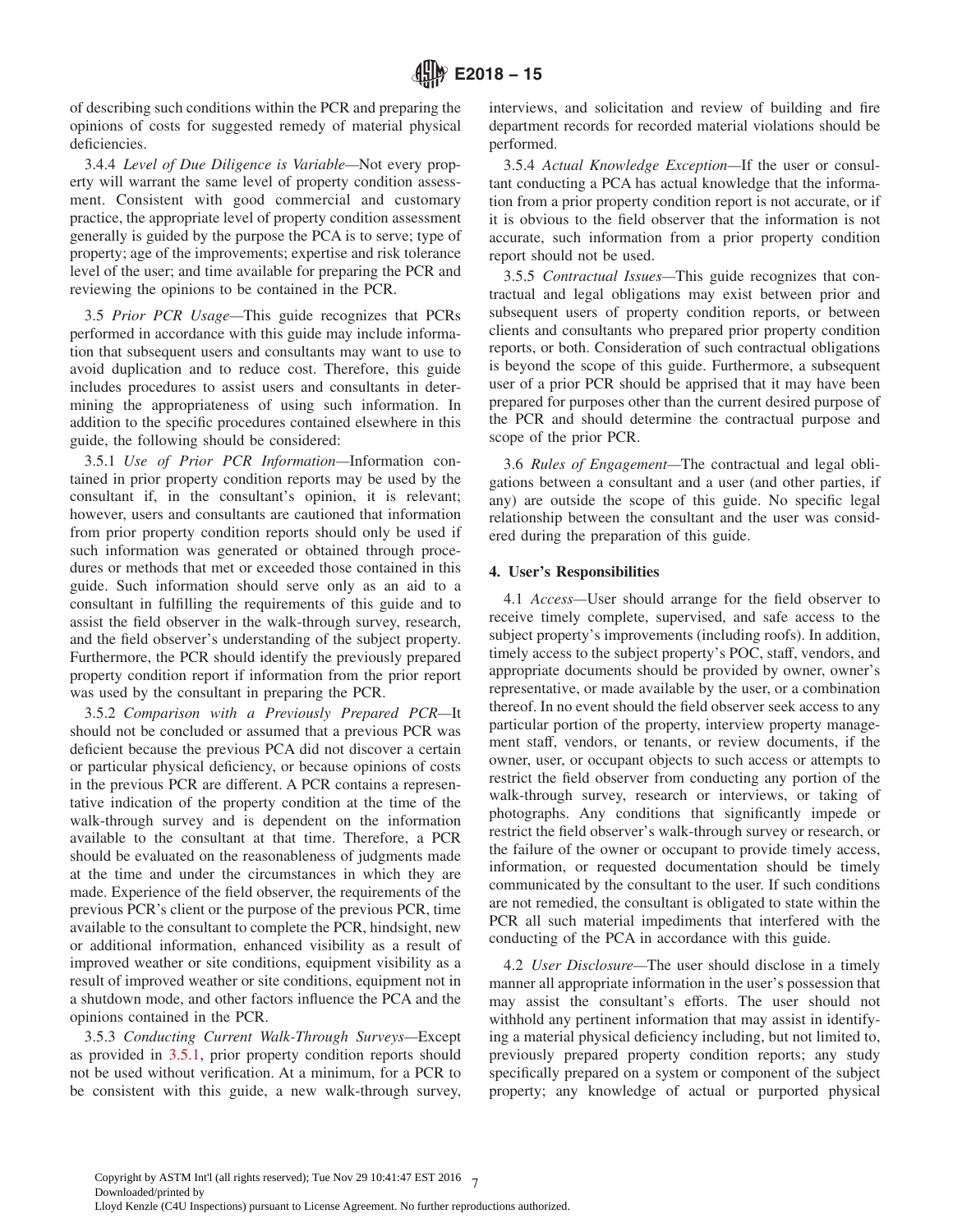of describing such conditions within the PCR and preparing the opinions of costs for suggested remedy of material physical deficiencies.

3.4.4 *Level of Due Diligence is Variable*—Not every property will warrant the same level of property condition assessment. Consistent with good commercial and customary practice, the appropriate level of property condition assessment generally is guided by the purpose the PCA is to serve; type of property; age of the improvements; expertise and risk tolerance level of the user; and time available for preparing the PCR and reviewing the opinions to be contained in the PCR.

3.5 *Prior PCR Usage*—This guide recognizes that PCRs performed in accordance with this guide may include information that subsequent users and consultants may want to use to avoid duplication and to reduce cost. Therefore, this guide includes procedures to assist users and consultants in determining the appropriateness of using such information. In addition to the specific procedures contained elsewhere in this guide, the following should be considered:

3.5.1 *Use of Prior PCR Information*—Information contained in prior property condition reports may be used by the consultant if, in the consultant's opinion, it is relevant; however, users and consultants are cautioned that information from prior property condition reports should only be used if such information was generated or obtained through procedures or methods that met or exceeded those contained in this guide. Such information should serve only as an aid to a consultant in fulfilling the requirements of this guide and to assist the field observer in the walk-through survey, research, and the field observer's understanding of the subject property. Furthermore, the PCR should identify the previously prepared property condition report if information from the prior report was used by the consultant in preparing the PCR.

3.5.2 *Comparison with a Previously Prepared PCR*—It should not be concluded or assumed that a previous PCR was deficient because the previous PCA did not discover a certain or particular physical deficiency, or because opinions of costs in the previous PCR are different. A PCR contains a representative indication of the property condition at the time of the walk-through survey and is dependent on the information available to the consultant at that time. Therefore, a PCR should be evaluated on the reasonableness of judgments made at the time and under the circumstances in which they are made. Experience of the field observer, the requirements of the previous PCR's client or the purpose of the previous PCR, time available to the consultant to complete the PCR, hindsight, new or additional information, enhanced visibility as a result of improved weather or site conditions, equipment visibility as a result of improved weather or site conditions, equipment not in a shutdown mode, and other factors influence the PCA and the opinions contained in the PCR.

3.5.3 *Conducting Current Walk-Through Surveys*—Except as provided in 3.5.1, prior property condition reports should not be used without verification. At a minimum, for a PCR to be consistent with this guide, a new walk-through survey, interviews, and solicitation and review of building and fire department records for recorded material violations should be performed.

3.5.4 *Actual Knowledge Exception*—If the user or consultant conducting a PCA has actual knowledge that the information from a prior property condition report is not accurate, or if it is obvious to the field observer that the information is not accurate, such information from a prior property condition report should not be used.

3.5.5 *Contractual Issues*—This guide recognizes that contractual and legal obligations may exist between prior and subsequent users of property condition reports, or between clients and consultants who prepared prior property condition reports, or both. Consideration of such contractual obligations is beyond the scope of this guide. Furthermore, a subsequent user of a prior PCR should be apprised that it may have been prepared for purposes other than the current desired purpose of the PCR and should determine the contractual purpose and scope of the prior PCR.

3.6 *Rules of Engagement*—The contractual and legal obligations between a consultant and a user (and other parties, if any) are outside the scope of this guide. No specific legal relationship between the consultant and the user was considered during the preparation of this guide.

## 4. User's Responsibilities

4.1 *Access*—User should arrange for the field observer to receive timely complete, supervised, and safe access to the subject property's improvements (including roofs). In addition, timely access to the subject property's POC, staff, vendors, and appropriate documents should be provided by owner, owner's representative, or made available by the user, or a combination thereof. In no event should the field observer seek access to any particular portion of the property, interview property management staff, vendors, or tenants, or review documents, if the owner, user, or occupant objects to such access or attempts to restrict the field observer from conducting any portion of the walk-through survey, research or interviews, or taking of photographs. Any conditions that significantly impede or restrict the field observer's walk-through survey or research, or the failure of the owner or occupant to provide timely access, information, or requested documentation should be timely communicated by the consultant to the user. If such conditions are not remedied, the consultant is obligated to state within the PCR all such material impediments that interfered with the conducting of the PCA in accordance with this guide.

4.2 *User Disclosure*—The user should disclose in a timely manner all appropriate information in the user's possession that may assist the consultant's efforts. The user should not withhold any pertinent information that may assist in identifying a material physical deficiency including, but not limited to, previously prepared property condition reports; any study specifically prepared on a system or component of the subject property; any knowledge of actual or purported physical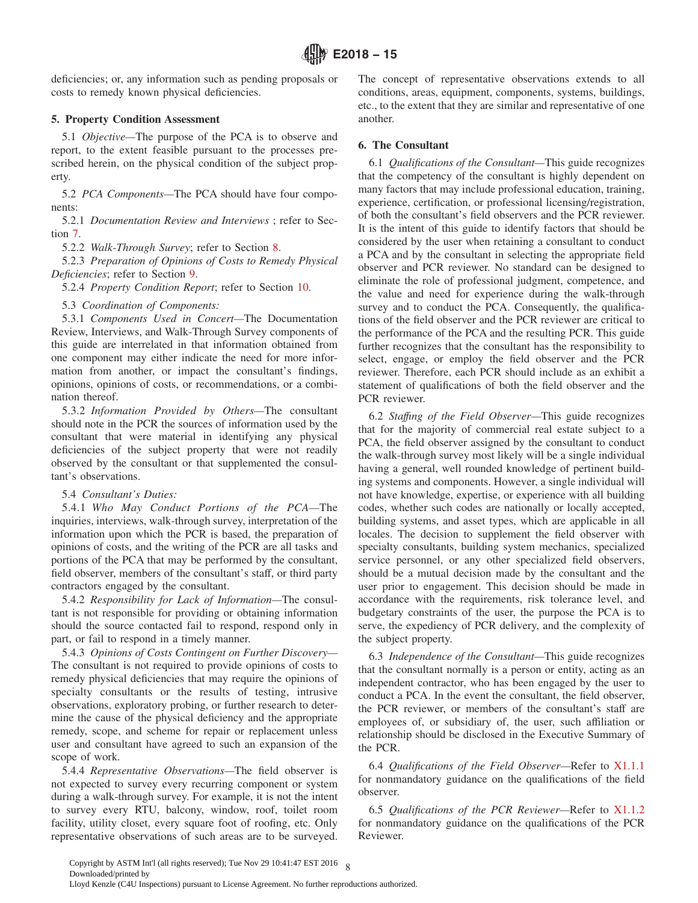deficiencies; or, any information such as pending proposals or costs to remedy known physical deficiencies.

## 5. Property Condition Assessment

5.1 *Objective*—The purpose of the PCA is to observe and report, to the extent feasible pursuant to the processes prescribed herein, on the physical condition of the subject property.

5.2 *PCA Components*—The PCA should have four components:

5.2.1 *Documentation Review and Interviews* ; refer to Section 7.

5.2.2 *Walk-Through Survey*; refer to Section 8.

5.2.3 *Preparation of Opinions of Costs to Remedy Physical Deficiencies*; refer to Section 9.

5.2.4 *Property Condition Report*; refer to Section 10.

5.3 *Coordination of Components:*

5.3.1 *Components Used in Concert*—The Documentation Review, Interviews, and Walk-Through Survey components of this guide are interrelated in that information obtained from one component may either indicate the need for more information from another, or impact the consultant's findings, opinions, opinions of costs, or recommendations, or a combination thereof.

5.3.2 *Information Provided by Others*—The consultant should note in the PCR the sources of information used by the consultant that were material in identifying any physical deficiencies of the subject property that were not readily observed by the consultant or that supplemented the consultant's observations.

5.4 *Consultant's Duties:*

5.4.1 *Who May Conduct Portions of the PCA*—The inquiries, interviews, walk-through survey, interpretation of the information upon which the PCR is based, the preparation of opinions of costs, and the writing of the PCR are all tasks and portions of the PCA that may be performed by the consultant, field observer, members of the consultant's staff, or third party contractors engaged by the consultant.

5.4.2 *Responsibility for Lack of Information*—The consultant is not responsible for providing or obtaining information should the source contacted fail to respond, respond only in part, or fail to respond in a timely manner.

5.4.3 *Opinions of Costs Contingent on Further Discovery*—The consultant is not required to provide opinions of costs to remedy physical deficiencies that may require the opinions of specialty consultants or the results of testing, intrusive observations, exploratory probing, or further research to determine the cause of the physical deficiency and the appropriate remedy, scope, and scheme for repair or replacement unless user and consultant have agreed to such an expansion of the scope of work.

5.4.4 *Representative Observations*—The field observer is not expected to survey every recurring component or system during a walk-through survey. For example, it is not the intent to survey every RTU, balcony, window, roof, toilet room facility, utility closet, every square foot of roofing, etc. Only representative observations of such areas are to be surveyed. The concept of representative observations extends to all conditions, areas, equipment, components, systems, buildings, etc., to the extent that they are similar and representative of one another.

## 6. The Consultant

6.1 *Qualifications of the Consultant*—This guide recognizes that the competency of the consultant is highly dependent on many factors that may include professional education, training, experience, certification, or professional licensing/registration, of both the consultant's field observers and the PCR reviewer. It is the intent of this guide to identify factors that should be considered by the user when retaining a consultant to conduct a PCA and by the consultant in selecting the appropriate field observer and PCR reviewer. No standard can be designed to eliminate the role of professional judgment, competence, and the value and need for experience during the walk-through survey and to conduct the PCA. Consequently, the qualifications of the field observer and the PCR reviewer are critical to the performance of the PCA and the resulting PCR. This guide further recognizes that the consultant has the responsibility to select, engage, or employ the field observer and the PCR reviewer. Therefore, each PCR should include as an exhibit a statement of qualifications of both the field observer and the PCR reviewer.

6.2 *Staffing of the Field Observer*—This guide recognizes that for the majority of commercial real estate subject to a PCA, the field observer assigned by the consultant to conduct the walk-through survey most likely will be a single individual having a general, well rounded knowledge of pertinent building systems and components. However, a single individual will not have knowledge, expertise, or experience with all building codes, whether such codes are nationally or locally accepted, building systems, and asset types, which are applicable in all locales. The decision to supplement the field observer with specialty consultants, building system mechanics, specialized service personnel, or any other specialized field observers, should be a mutual decision made by the consultant and the user prior to engagement. This decision should be made in accordance with the requirements, risk tolerance level, and budgetary constraints of the user, the purpose the PCA is to serve, the expediency of PCR delivery, and the complexity of the subject property.

6.3 *Independence of the Consultant*—This guide recognizes that the consultant normally is a person or entity, acting as an independent contractor, who has been engaged by the user to conduct a PCA. In the event the consultant, the field observer, the PCR reviewer, or members of the consultant's staff are employees of, or subsidiary of, the user, such affiliation or relationship should be disclosed in the Executive Summary of the PCR.

6.4 *Qualifications of the Field Observer*—Refer to X1.1.1 for nonmandatory guidance on the qualifications of the field observer.

6.5 *Qualifications of the PCR Reviewer*—Refer to X1.1.2 for nonmandatory guidance on the qualifications of the PCR Reviewer.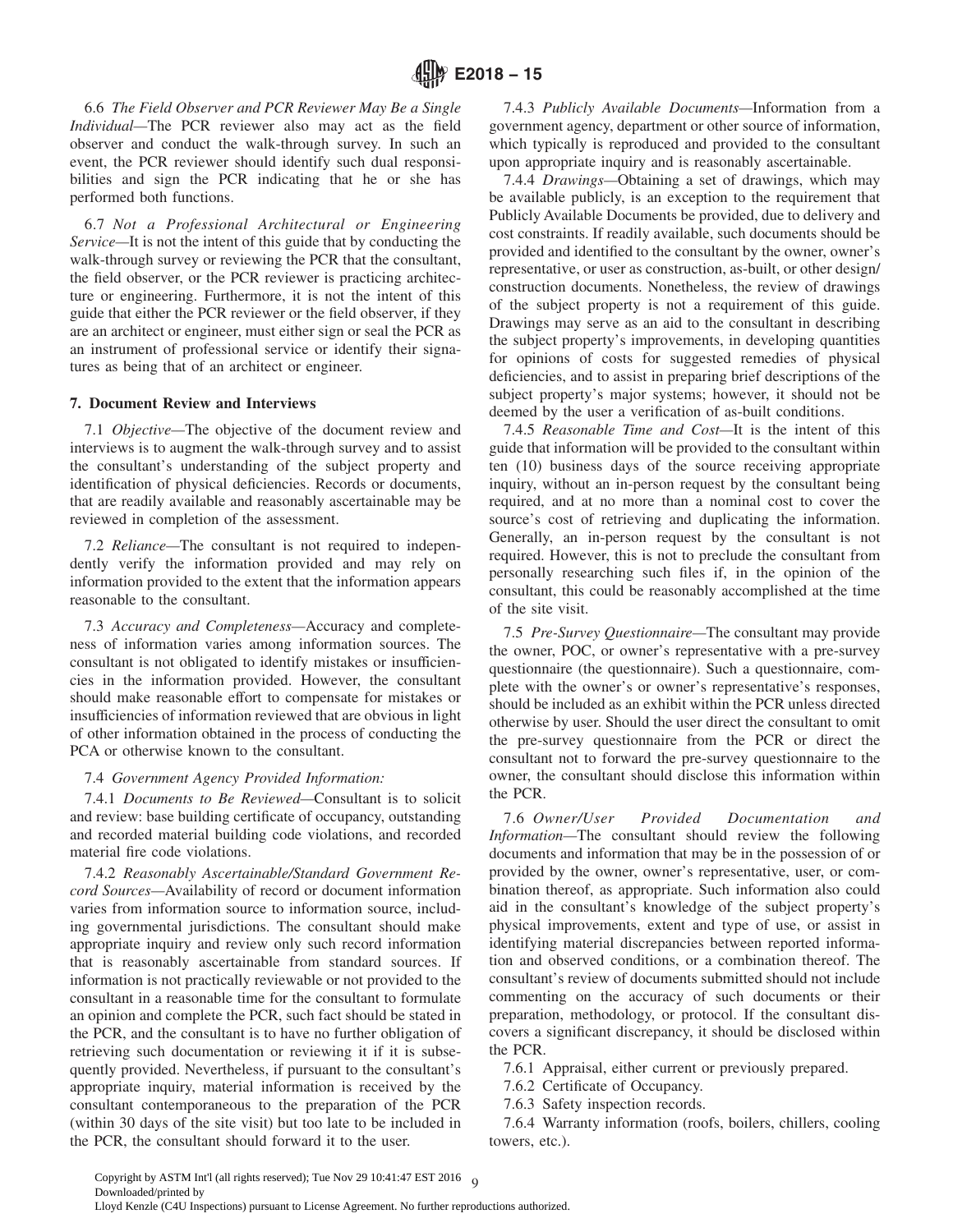6.6 *The Field Observer and PCR Reviewer May Be a Single Individual*—The PCR reviewer also may act as the field observer and conduct the walk-through survey. In such an event, the PCR reviewer should identify such dual responsibilities and sign the PCR indicating that he or she has performed both functions.

6.7 *Not a Professional Architectural or Engineering Service*—It is not the intent of this guide that by conducting the walk-through survey or reviewing the PCR that the consultant, the field observer, or the PCR reviewer is practicing architecture or engineering. Furthermore, it is not the intent of this guide that either the PCR reviewer or the field observer, if they are an architect or engineer, must either sign or seal the PCR as an instrument of professional service or identify their signatures as being that of an architect or engineer.

## 7. Document Review and Interviews

7.1 *Objective*—The objective of the document review and interviews is to augment the walk-through survey and to assist the consultant's understanding of the subject property and identification of physical deficiencies. Records or documents, that are readily available and reasonably ascertainable may be reviewed in completion of the assessment.

7.2 *Reliance*—The consultant is not required to independently verify the information provided and may rely on information provided to the extent that the information appears reasonable to the consultant.

7.3 *Accuracy and Completeness*—Accuracy and completeness of information varies among information sources. The consultant is not obligated to identify mistakes or insufficiencies in the information provided. However, the consultant should make reasonable effort to compensate for mistakes or insufficiencies of information reviewed that are obvious in light of other information obtained in the process of conducting the PCA or otherwise known to the consultant.

7.4 *Government Agency Provided Information:*

7.4.1 *Documents to Be Reviewed*—Consultant is to solicit and review: base building certificate of occupancy, outstanding and recorded material building code violations, and recorded material fire code violations.

7.4.2 *Reasonably Ascertainable/Standard Government Record Sources*—Availability of record or document information varies from information source to information source, including governmental jurisdictions. The consultant should make appropriate inquiry and review only such record information that is reasonably ascertainable from standard sources. If information is not practically reviewable or not provided to the consultant in a reasonable time for the consultant to formulate an opinion and complete the PCR, such fact should be stated in the PCR, and the consultant is to have no further obligation of retrieving such documentation or reviewing it if it is subsequently provided. Nevertheless, if pursuant to the consultant's appropriate inquiry, material information is received by the consultant contemporaneous to the preparation of the PCR (within 30 days of the site visit) but too late to be included in the PCR, the consultant should forward it to the user.

7.4.3 *Publicly Available Documents*—Information from a government agency, department or other source of information, which typically is reproduced and provided to the consultant upon appropriate inquiry and is reasonably ascertainable.

7.4.4 *Drawings*—Obtaining a set of drawings, which may be available publicly, is an exception to the requirement that Publicly Available Documents be provided, due to delivery and cost constraints. If readily available, such documents should be provided and identified to the consultant by the owner, owner's representative, or user as construction, as-built, or other design/construction documents. Nonetheless, the review of drawings of the subject property is not a requirement of this guide. Drawings may serve as an aid to the consultant in describing the subject property's improvements, in developing quantities for opinions of costs for suggested remedies of physical deficiencies, and to assist in preparing brief descriptions of the subject property's major systems; however, it should not be deemed by the user a verification of as-built conditions.

7.4.5 *Reasonable Time and Cost*—It is the intent of this guide that information will be provided to the consultant within ten (10) business days of the source receiving appropriate inquiry, without an in-person request by the consultant being required, and at no more than a nominal cost to cover the source's cost of retrieving and duplicating the information. Generally, an in-person request by the consultant is not required. However, this is not to preclude the consultant from personally researching such files if, in the opinion of the consultant, this could be reasonably accomplished at the time of the site visit.

7.5 *Pre-Survey Questionnaire*—The consultant may provide the owner, POC, or owner's representative with a pre-survey questionnaire (the questionnaire). Such a questionnaire, complete with the owner's or owner's representative's responses, should be included as an exhibit within the PCR unless directed otherwise by user. Should the user direct the consultant to omit the pre-survey questionnaire from the PCR or direct the consultant not to forward the pre-survey questionnaire to the owner, the consultant should disclose this information within the PCR.

7.6 *Owner/User Provided Documentation and Information*—The consultant should review the following documents and information that may be in the possession of or provided by the owner, owner's representative, user, or combination thereof, as appropriate. Such information also could aid in the consultant's knowledge of the subject property's physical improvements, extent and type of use, or assist in identifying material discrepancies between reported information and observed conditions, or a combination thereof. The consultant's review of documents submitted should not include commenting on the accuracy of such documents or their preparation, methodology, or protocol. If the consultant discovers a significant discrepancy, it should be disclosed within the PCR.

7.6.1 Appraisal, either current or previously prepared.

7.6.2 Certificate of Occupancy.

7.6.3 Safety inspection records.

7.6.4 Warranty information (roofs, boilers, chillers, cooling towers, etc.).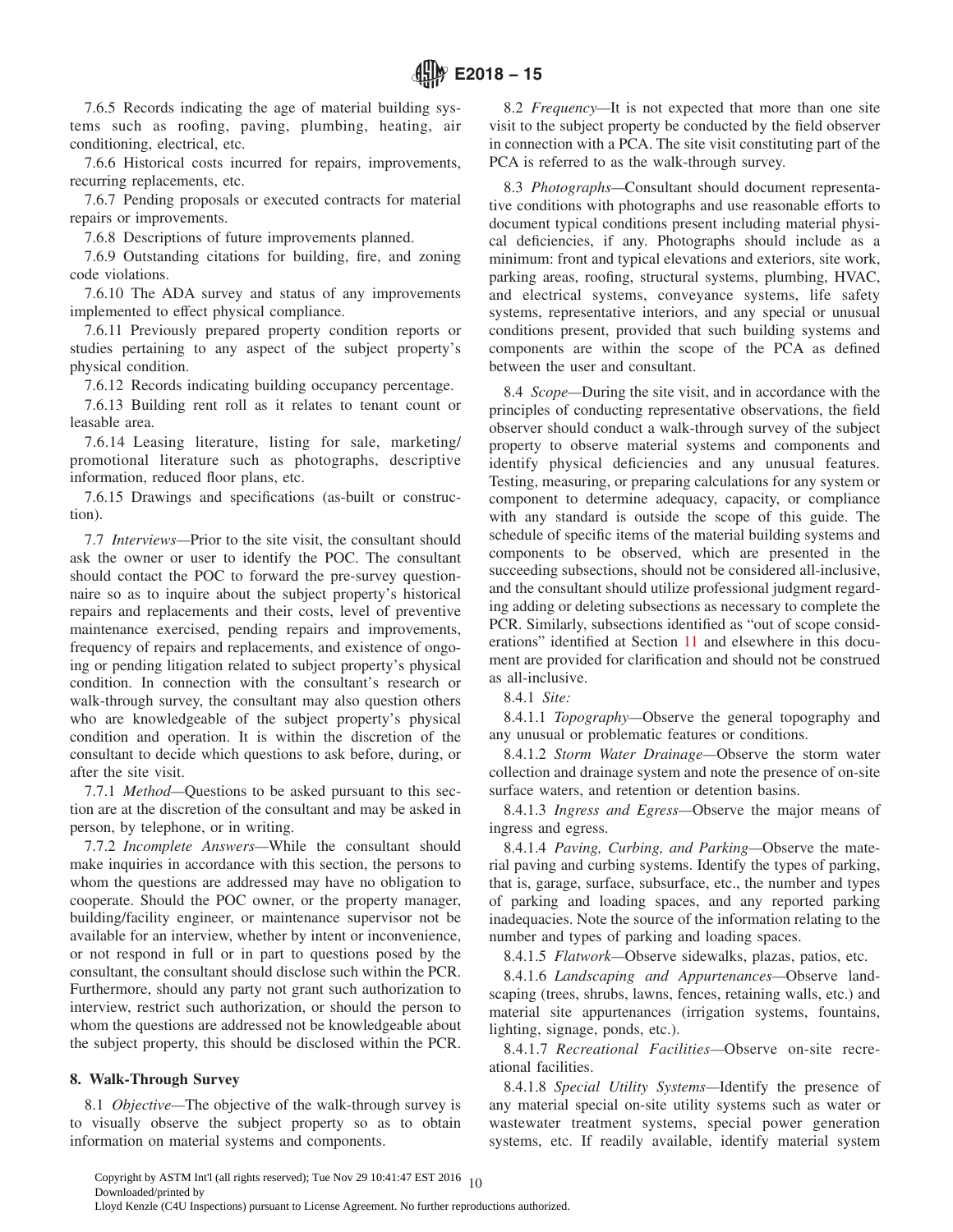7.6.5 Records indicating the age of material building systems such as roofing, paving, plumbing, heating, air conditioning, electrical, etc.

7.6.6 Historical costs incurred for repairs, improvements, recurring replacements, etc.

7.6.7 Pending proposals or executed contracts for material repairs or improvements.

7.6.8 Descriptions of future improvements planned.

7.6.9 Outstanding citations for building, fire, and zoning code violations.

7.6.10 The ADA survey and status of any improvements implemented to effect physical compliance.

7.6.11 Previously prepared property condition reports or studies pertaining to any aspect of the subject property's physical condition.

7.6.12 Records indicating building occupancy percentage.

7.6.13 Building rent roll as it relates to tenant count or leasable area.

7.6.14 Leasing literature, listing for sale, marketing/promotional literature such as photographs, descriptive information, reduced floor plans, etc.

7.6.15 Drawings and specifications (as-built or construction).

7.7 *Interviews*—Prior to the site visit, the consultant should ask the owner or user to identify the POC. The consultant should contact the POC to forward the pre-survey questionnaire so as to inquire about the subject property's historical repairs and replacements and their costs, level of preventive maintenance exercised, pending repairs and improvements, frequency of repairs and replacements, and existence of ongoing or pending litigation related to subject property's physical condition. In connection with the consultant's research or walk-through survey, the consultant may also question others who are knowledgeable of the subject property's physical condition and operation. It is within the discretion of the consultant to decide which questions to ask before, during, or after the site visit.

7.7.1 *Method*—Questions to be asked pursuant to this section are at the discretion of the consultant and may be asked in person, by telephone, or in writing.

7.7.2 *Incomplete Answers*—While the consultant should make inquiries in accordance with this section, the persons to whom the questions are addressed may have no obligation to cooperate. Should the POC owner, or the property manager, building/facility engineer, or maintenance supervisor not be available for an interview, whether by intent or inconvenience, or not respond in full or in part to questions posed by the consultant, the consultant should disclose such within the PCR. Furthermore, should any party not grant such authorization to interview, restrict such authorization, or should the person to whom the questions are addressed not be knowledgeable about the subject property, this should be disclosed within the PCR.

## 8. Walk-Through Survey

8.1 *Objective*—The objective of the walk-through survey is to visually observe the subject property so as to obtain information on material systems and components.

8.2 *Frequency*—It is not expected that more than one site visit to the subject property be conducted by the field observer in connection with a PCA. The site visit constituting part of the PCA is referred to as the walk-through survey.

8.3 *Photographs*—Consultant should document representative conditions with photographs and use reasonable efforts to document typical conditions present including material physical deficiencies, if any. Photographs should include as a minimum: front and typical elevations and exteriors, site work, parking areas, roofing, structural systems, plumbing, HVAC, and electrical systems, conveyance systems, life safety systems, representative interiors, and any special or unusual conditions present, provided that such building systems and components are within the scope of the PCA as defined between the user and consultant.

8.4 *Scope*—During the site visit, and in accordance with the principles of conducting representative observations, the field observer should conduct a walk-through survey of the subject property to observe material systems and components and identify physical deficiencies and any unusual features. Testing, measuring, or preparing calculations for any system or component to determine adequacy, capacity, or compliance with any standard is outside the scope of this guide. The schedule of specific items of the material building systems and components to be observed, which are presented in the succeeding subsections, should not be considered all-inclusive, and the consultant should utilize professional judgment regarding adding or deleting subsections as necessary to complete the PCR. Similarly, subsections identified as "out of scope considerations" identified at Section 11 and elsewhere in this document are provided for clarification and should not be construed as all-inclusive.

8.4.1 *Site:*

8.4.1.1 *Topography*—Observe the general topography and any unusual or problematic features or conditions.

8.4.1.2 *Storm Water Drainage*—Observe the storm water collection and drainage system and note the presence of on-site surface waters, and retention or detention basins.

8.4.1.3 *Ingress and Egress*—Observe the major means of ingress and egress.

8.4.1.4 *Paving, Curbing, and Parking*—Observe the material paving and curbing systems. Identify the types of parking, that is, garage, surface, subsurface, etc., the number and types of parking and loading spaces, and any reported parking inadequacies. Note the source of the information relating to the number and types of parking and loading spaces.

8.4.1.5 *Flatwork*—Observe sidewalks, plazas, patios, etc.

8.4.1.6 *Landscaping and Appurtenances*—Observe landscaping (trees, shrubs, lawns, fences, retaining walls, etc.) and material site appurtenances (irrigation systems, fountains, lighting, signage, ponds, etc.).

8.4.1.7 *Recreational Facilities*—Observe on-site recreational facilities.

8.4.1.8 *Special Utility Systems*—Identify the presence of any material special on-site utility systems such as water or wastewater treatment systems, special power generation systems, etc. If readily available, identify material system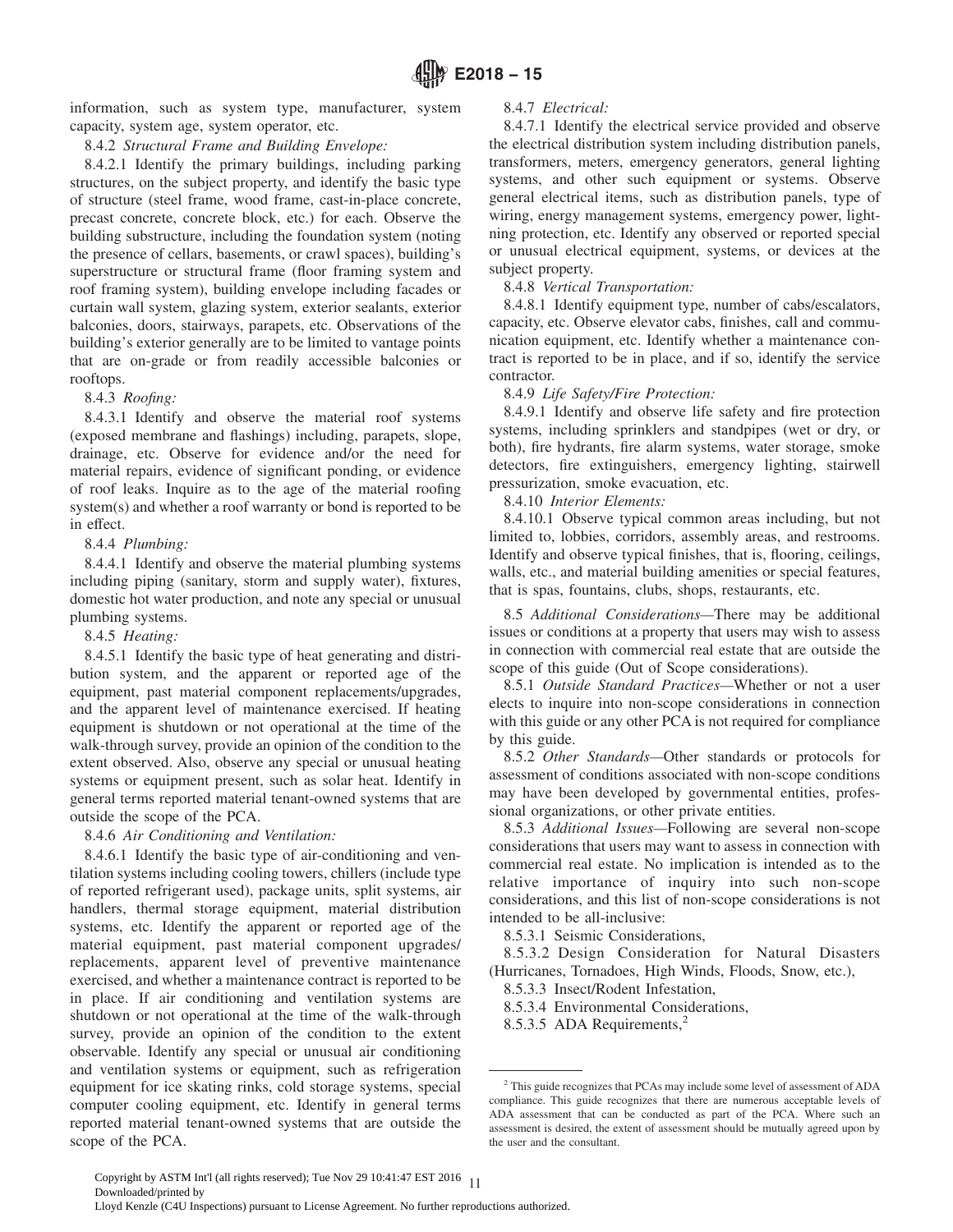information, such as system type, manufacturer, system capacity, system age, system operator, etc.

8.4.2 *Structural Frame and Building Envelope:*

8.4.2.1 Identify the primary buildings, including parking structures, on the subject property, and identify the basic type of structure (steel frame, wood frame, cast-in-place concrete, precast concrete, concrete block, etc.) for each. Observe the building substructure, including the foundation system (noting the presence of cellars, basements, or crawl spaces), building's superstructure or structural frame (floor framing system and roof framing system), building envelope including facades or curtain wall system, glazing system, exterior sealants, exterior balconies, doors, stairways, parapets, etc. Observations of the building's exterior generally are to be limited to vantage points that are on-grade or from readily accessible balconies or rooftops.

8.4.3 *Roofing:*

8.4.3.1 Identify and observe the material roof systems (exposed membrane and flashings) including, parapets, slope, drainage, etc. Observe for evidence and/or the need for material repairs, evidence of significant ponding, or evidence of roof leaks. Inquire as to the age of the material roofing system(s) and whether a roof warranty or bond is reported to be in effect.

8.4.4 *Plumbing:*

8.4.4.1 Identify and observe the material plumbing systems including piping (sanitary, storm and supply water), fixtures, domestic hot water production, and note any special or unusual plumbing systems.

8.4.5 *Heating:*

8.4.5.1 Identify the basic type of heat generating and distribution system, and the apparent or reported age of the equipment, past material component replacements/upgrades, and the apparent level of maintenance exercised. If heating equipment is shutdown or not operational at the time of the walk-through survey, provide an opinion of the condition to the extent observed. Also, observe any special or unusual heating systems or equipment present, such as solar heat. Identify in general terms reported material tenant-owned systems that are outside the scope of the PCA.

8.4.6 *Air Conditioning and Ventilation:*

8.4.6.1 Identify the basic type of air-conditioning and ventilation systems including cooling towers, chillers (include type of reported refrigerant used), package units, split systems, air handlers, thermal storage equipment, material distribution systems, etc. Identify the apparent or reported age of the material equipment, past material component upgrades/replacements, apparent level of preventive maintenance exercised, and whether a maintenance contract is reported to be in place. If air conditioning and ventilation systems are shutdown or not operational at the time of the walk-through survey, provide an opinion of the condition to the extent observable. Identify any special or unusual air conditioning and ventilation systems or equipment, such as refrigeration equipment for ice skating rinks, cold storage systems, special computer cooling equipment, etc. Identify in general terms reported material tenant-owned systems that are outside the scope of the PCA.

8.4.7 *Electrical:*

8.4.7.1 Identify the electrical service provided and observe the electrical distribution system including distribution panels, transformers, meters, emergency generators, general lighting systems, and other such equipment or systems. Observe general electrical items, such as distribution panels, type of wiring, energy management systems, emergency power, lightning protection, etc. Identify any observed or reported special or unusual electrical equipment, systems, or devices at the subject property.

8.4.8 *Vertical Transportation:*

8.4.8.1 Identify equipment type, number of cabs/escalators, capacity, etc. Observe elevator cabs, finishes, call and communication equipment, etc. Identify whether a maintenance contract is reported to be in place, and if so, identify the service contractor.

8.4.9 *Life Safety/Fire Protection:*

8.4.9.1 Identify and observe life safety and fire protection systems, including sprinklers and standpipes (wet or dry, or both), fire hydrants, fire alarm systems, water storage, smoke detectors, fire extinguishers, emergency lighting, stairwell pressurization, smoke evacuation, etc.

8.4.10 *Interior Elements:*

8.4.10.1 Observe typical common areas including, but not limited to, lobbies, corridors, assembly areas, and restrooms. Identify and observe typical finishes, that is, flooring, ceilings, walls, etc., and material building amenities or special features, that is spas, fountains, clubs, shops, restaurants, etc.

8.5 *Additional Considerations*—There may be additional issues or conditions at a property that users may wish to assess in connection with commercial real estate that are outside the scope of this guide (Out of Scope considerations).

8.5.1 *Outside Standard Practices*—Whether or not a user elects to inquire into non-scope considerations in connection with this guide or any other PCA is not required for compliance by this guide.

8.5.2 *Other Standards*—Other standards or protocols for assessment of conditions associated with non-scope conditions may have been developed by governmental entities, professional organizations, or other private entities.

8.5.3 *Additional Issues*—Following are several non-scope considerations that users may want to assess in connection with commercial real estate. No implication is intended as to the relative importance of inquiry into such non-scope considerations, and this list of non-scope considerations is not intended to be all-inclusive:

8.5.3.1 Seismic Considerations,

8.5.3.2 Design Consideration for Natural Disasters (Hurricanes, Tornadoes, High Winds, Floods, Snow, etc.),

8.5.3.3 Insect/Rodent Infestation,

8.5.3.4 Environmental Considerations,

8.5.3.5 ADA Requirements,[2]

[2] This guide recognizes that PCAs may include some level of assessment of ADA compliance. This guide recognizes that there are numerous acceptable levels of ADA assessment that can be conducted as part of the PCA. Where such an assessment is desired, the extent of assessment should be mutually agreed upon by the user and the consultant.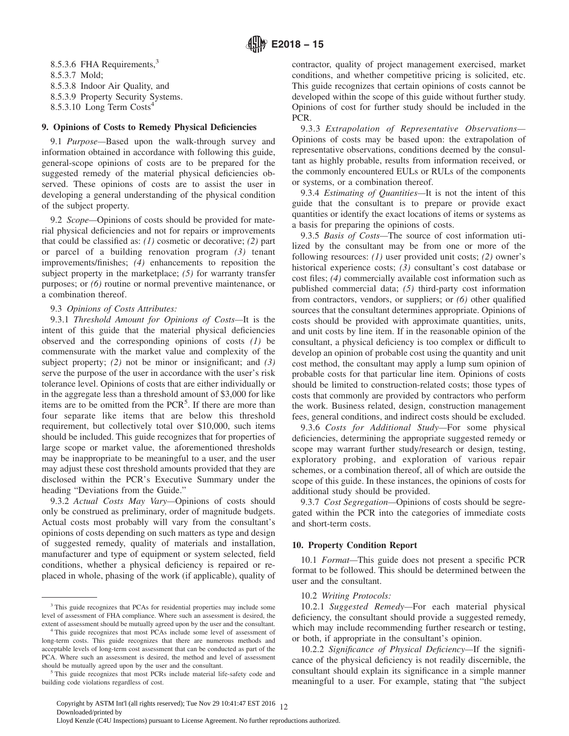8.5.3.6 FHA Requirements,[3]

8.5.3.7 Mold;

8.5.3.8 Indoor Air Quality, and

8.5.3.9 Property Security Systems.

8.5.3.10 Long Term Costs[4]

## 9. Opinions of Costs to Remedy Physical Deficiencies

9.1 *Purpose*—Based upon the walk-through survey and information obtained in accordance with following this guide, general-scope opinions of costs are to be prepared for the suggested remedy of the material physical deficiencies observed. These opinions of costs are to assist the user in developing a general understanding of the physical condition of the subject property.

9.2 *Scope*—Opinions of costs should be provided for material physical deficiencies and not for repairs or improvements that could be classified as: *(1)* cosmetic or decorative; *(2)* part or parcel of a building renovation program *(3)* tenant improvements/finishes; *(4)* enhancements to reposition the subject property in the marketplace; *(5)* for warranty transfer purposes; or *(6)* routine or normal preventive maintenance, or a combination thereof.

9.3 *Opinions of Costs Attributes:*

9.3.1 *Threshold Amount for Opinions of Costs*—It is the intent of this guide that the material physical deficiencies observed and the corresponding opinions of costs *(1)* be commensurate with the market value and complexity of the subject property; *(2)* not be minor or insignificant; and *(3)* serve the purpose of the user in accordance with the user's risk tolerance level. Opinions of costs that are either individually or in the aggregate less than a threshold amount of $3,000 for like items are to be omitted from the PCR[5]. If there are more than four separate like items that are below this threshold requirement, but collectively total over $10,000, such items should be included. This guide recognizes that for properties of large scope or market value, the aforementioned thresholds may be inappropriate to be meaningful to a user, and the user may adjust these cost threshold amounts provided that they are disclosed within the PCR's Executive Summary under the heading "Deviations from the Guide."

9.3.2 *Actual Costs May Vary*—Opinions of costs should only be construed as preliminary, order of magnitude budgets. Actual costs most probably will vary from the consultant's opinions of costs depending on such matters as type and design of suggested remedy, quality of materials and installation, manufacturer and type of equipment or system selected, field conditions, whether a physical deficiency is repaired or replaced in whole, phasing of the work (if applicable), quality of contractor, quality of project management exercised, market conditions, and whether competitive pricing is solicited, etc. This guide recognizes that certain opinions of costs cannot be developed within the scope of this guide without further study. Opinions of cost for further study should be included in the PCR.

9.3.3 *Extrapolation of Representative Observations*—Opinions of costs may be based upon: the extrapolation of representative observations, conditions deemed by the consultant as highly probable, results from information received, or the commonly encountered EULs or RULs of the components or systems, or a combination thereof.

9.3.4 *Estimating of Quantities*—It is not the intent of this guide that the consultant is to prepare or provide exact quantities or identify the exact locations of items or systems as a basis for preparing the opinions of costs.

9.3.5 *Basis of Costs*—The source of cost information utilized by the consultant may be from one or more of the following resources: *(1)* user provided unit costs; *(2)* owner's historical experience costs; *(3)* consultant's cost database or cost files; *(4)* commercially available cost information such as published commercial data; *(5)* third-party cost information from contractors, vendors, or suppliers; or *(6)* other qualified sources that the consultant determines appropriate. Opinions of costs should be provided with approximate quantities, units, and unit costs by line item. If in the reasonable opinion of the consultant, a physical deficiency is too complex or difficult to develop an opinion of probable cost using the quantity and unit cost method, the consultant may apply a lump sum opinion of probable costs for that particular line item. Opinions of costs should be limited to construction-related costs; those types of costs that commonly are provided by contractors who perform the work. Business related, design, construction management fees, general conditions, and indirect costs should be excluded.

9.3.6 *Costs for Additional Study*—For some physical deficiencies, determining the appropriate suggested remedy or scope may warrant further study/research or design, testing, exploratory probing, and exploration of various repair schemes, or a combination thereof, all of which are outside the scope of this guide. In these instances, the opinions of costs for additional study should be provided.

9.3.7 *Cost Segregation*—Opinions of costs should be segregated within the PCR into the categories of immediate costs and short-term costs.

## 10. Property Condition Report

10.1 *Format*—This guide does not present a specific PCR format to be followed. This should be determined between the user and the consultant.

10.2 *Writing Protocols:*

10.2.1 *Suggested Remedy*—For each material physical deficiency, the consultant should provide a suggested remedy, which may include recommending further research or testing, or both, if appropriate in the consultant's opinion.

10.2.2 *Significance of Physical Deficiency*—If the significance of the physical deficiency is not readily discernible, the consultant should explain its significance in a simple manner meaningful to a user. For example, stating that "the subject

---

[3] This guide recognizes that PCAs for residential properties may include some level of assessment of FHA compliance. Where such an assessment is desired, the extent of assessment should be mutually agreed upon by the user and the consultant.

[4] This guide recognizes that most PCAs include some level of assessment of long-term costs. This guide recognizes that there are numerous methods and acceptable levels of long-term cost assessment that can be conducted as part of the PCA. Where such an assessment is desired, the method and level of assessment should be mutually agreed upon by the user and the consultant.

[5] This guide recognizes that most PCRs include material life-safety code and building code violations regardless of cost.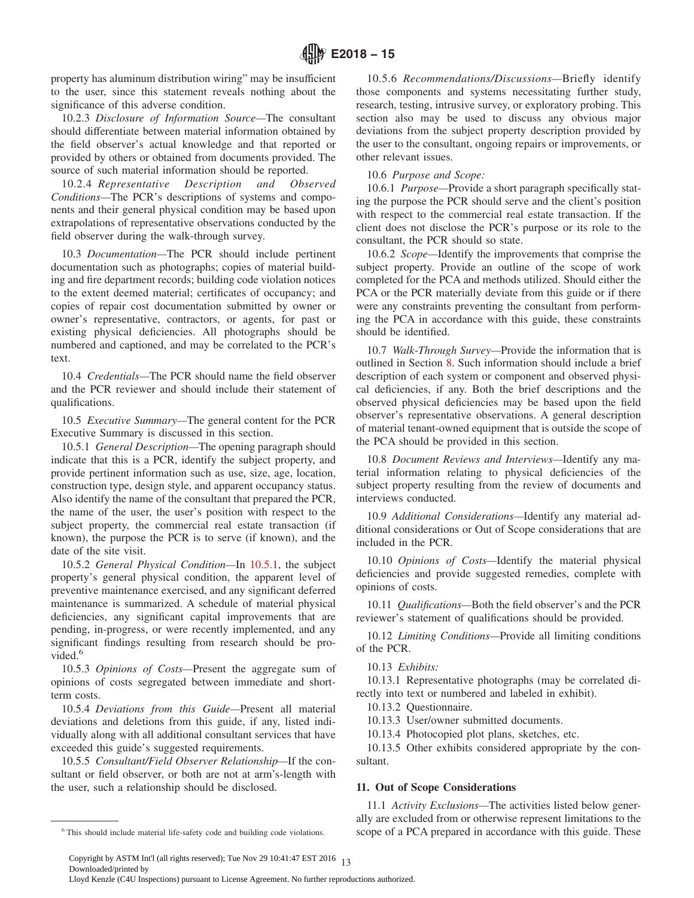property has aluminum distribution wiring" may be insufficient to the user, since this statement reveals nothing about the significance of this adverse condition.

10.2.3 *Disclosure of Information Source*—The consultant should differentiate between material information obtained by the field observer's actual knowledge and that reported or provided by others or obtained from documents provided. The source of such material information should be reported.

10.2.4 *Representative Description and Observed Conditions*—The PCR's descriptions of systems and components and their general physical condition may be based upon extrapolations of representative observations conducted by the field observer during the walk-through survey.

10.3 *Documentation*—The PCR should include pertinent documentation such as photographs; copies of material building and fire department records; building code violation notices to the extent deemed material; certificates of occupancy; and copies of repair cost documentation submitted by owner or owner's representative, contractors, or agents, for past or existing physical deficiencies. All photographs should be numbered and captioned, and may be correlated to the PCR's text.

10.4 *Credentials*—The PCR should name the field observer and the PCR reviewer and should include their statement of qualifications.

10.5 *Executive Summary*—The general content for the PCR Executive Summary is discussed in this section.

10.5.1 *General Description*—The opening paragraph should indicate that this is a PCR, identify the subject property, and provide pertinent information such as use, size, age, location, construction type, design style, and apparent occupancy status. Also identify the name of the consultant that prepared the PCR, the name of the user, the user's position with respect to the subject property, the commercial real estate transaction (if known), the purpose the PCR is to serve (if known), and the date of the site visit.

10.5.2 *General Physical Condition*—In 10.5.1, the subject property's general physical condition, the apparent level of preventive maintenance exercised, and any significant deferred maintenance is summarized. A schedule of material physical deficiencies, any significant capital improvements that are pending, in-progress, or were recently implemented, and any significant findings resulting from research should be provided.[6]

10.5.3 *Opinions of Costs*—Present the aggregate sum of opinions of costs segregated between immediate and short-term costs.

10.5.4 *Deviations from this Guide*—Present all material deviations and deletions from this guide, if any, listed individually along with all additional consultant services that have exceeded this guide's suggested requirements.

10.5.5 *Consultant/Field Observer Relationship*—If the consultant or field observer, or both are not at arm's-length with the user, such a relationship should be disclosed.

10.5.6 *Recommendations/Discussions*—Briefly identify those components and systems necessitating further study, research, testing, intrusive survey, or exploratory probing. This section also may be used to discuss any obvious major deviations from the subject property description provided by the user to the consultant, ongoing repairs or improvements, or other relevant issues.

10.6 *Purpose and Scope:*

10.6.1 *Purpose*—Provide a short paragraph specifically stating the purpose the PCR should serve and the client's position with respect to the commercial real estate transaction. If the client does not disclose the PCR's purpose or its role to the consultant, the PCR should so state.

10.6.2 *Scope*—Identify the improvements that comprise the subject property. Provide an outline of the scope of work completed for the PCA and methods utilized. Should either the PCA or the PCR materially deviate from this guide or if there were any constraints preventing the consultant from performing the PCA in accordance with this guide, these constraints should be identified.

10.7 *Walk-Through Survey*—Provide the information that is outlined in Section 8. Such information should include a brief description of each system or component and observed physical deficiencies, if any. Both the brief descriptions and the observed physical deficiencies may be based upon the field observer's representative observations. A general description of material tenant-owned equipment that is outside the scope of the PCA should be provided in this section.

10.8 *Document Reviews and Interviews*—Identify any material information relating to physical deficiencies of the subject property resulting from the review of documents and interviews conducted.

10.9 *Additional Considerations*—Identify any material additional considerations or Out of Scope considerations that are included in the PCR.

10.10 *Opinions of Costs*—Identify the material physical deficiencies and provide suggested remedies, complete with opinions of costs.

10.11 *Qualifications*—Both the field observer's and the PCR reviewer's statement of qualifications should be provided.

10.12 *Limiting Conditions*—Provide all limiting conditions of the PCR.

10.13 *Exhibits:*

10.13.1 Representative photographs (may be correlated directly into text or numbered and labeled in exhibit).

10.13.2 Questionnaire.

10.13.3 User/owner submitted documents.

10.13.4 Photocopied plot plans, sketches, etc.

10.13.5 Other exhibits considered appropriate by the consultant.

## 11. Out of Scope Considerations

11.1 *Activity Exclusions*—The activities listed below generally are excluded from or otherwise represent limitations to the scope of a PCA prepared in accordance with this guide. These

---

[6] This should include material life-safety code and building code violations.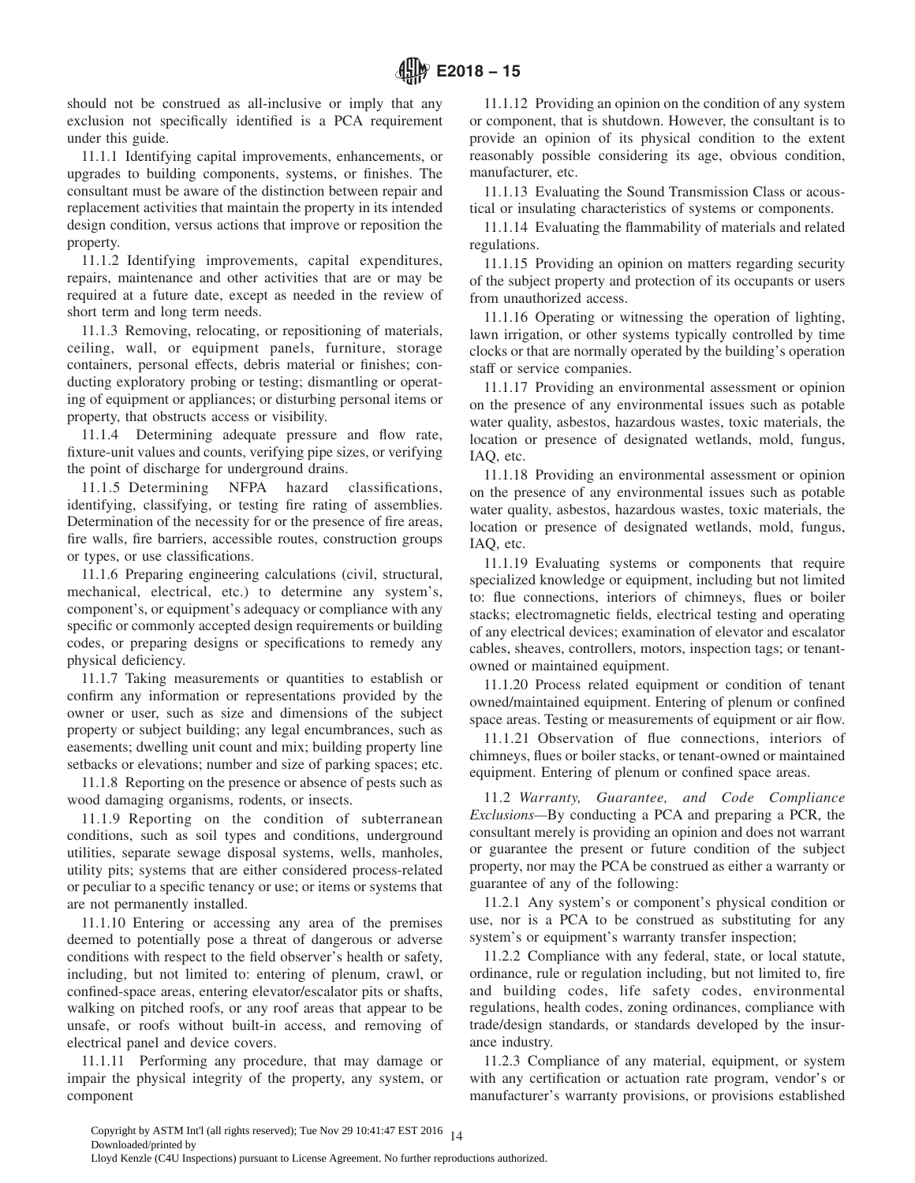should not be construed as all-inclusive or imply that any exclusion not specifically identified is a PCA requirement under this guide.

11.1.1 Identifying capital improvements, enhancements, or upgrades to building components, systems, or finishes. The consultant must be aware of the distinction between repair and replacement activities that maintain the property in its intended design condition, versus actions that improve or reposition the property.

11.1.2 Identifying improvements, capital expenditures, repairs, maintenance and other activities that are or may be required at a future date, except as needed in the review of short term and long term needs.

11.1.3 Removing, relocating, or repositioning of materials, ceiling, wall, or equipment panels, furniture, storage containers, personal effects, debris material or finishes; conducting exploratory probing or testing; dismantling or operating of equipment or appliances; or disturbing personal items or property, that obstructs access or visibility.

11.1.4 Determining adequate pressure and flow rate, fixture-unit values and counts, verifying pipe sizes, or verifying the point of discharge for underground drains.

11.1.5 Determining NFPA hazard classifications, identifying, classifying, or testing fire rating of assemblies. Determination of the necessity for or the presence of fire areas, fire walls, fire barriers, accessible routes, construction groups or types, or use classifications.

11.1.6 Preparing engineering calculations (civil, structural, mechanical, electrical, etc.) to determine any system's, component's, or equipment's adequacy or compliance with any specific or commonly accepted design requirements or building codes, or preparing designs or specifications to remedy any physical deficiency.

11.1.7 Taking measurements or quantities to establish or confirm any information or representations provided by the owner or user, such as size and dimensions of the subject property or subject building; any legal encumbrances, such as easements; dwelling unit count and mix; building property line setbacks or elevations; number and size of parking spaces; etc.

11.1.8 Reporting on the presence or absence of pests such as wood damaging organisms, rodents, or insects.

11.1.9 Reporting on the condition of subterranean conditions, such as soil types and conditions, underground utilities, separate sewage disposal systems, wells, manholes, utility pits; systems that are either considered process-related or peculiar to a specific tenancy or use; or items or systems that are not permanently installed.

11.1.10 Entering or accessing any area of the premises deemed to potentially pose a threat of dangerous or adverse conditions with respect to the field observer's health or safety, including, but not limited to: entering of plenum, crawl, or confined-space areas, entering elevator/escalator pits or shafts, walking on pitched roofs, or any roof areas that appear to be unsafe, or roofs without built-in access, and removing of electrical panel and device covers.

11.1.11 Performing any procedure, that may damage or impair the physical integrity of the property, any system, or component

11.1.12 Providing an opinion on the condition of any system or component, that is shutdown. However, the consultant is to provide an opinion of its physical condition to the extent reasonably possible considering its age, obvious condition, manufacturer, etc.

11.1.13 Evaluating the Sound Transmission Class or acoustical or insulating characteristics of systems or components.

11.1.14 Evaluating the flammability of materials and related regulations.

11.1.15 Providing an opinion on matters regarding security of the subject property and protection of its occupants or users from unauthorized access.

11.1.16 Operating or witnessing the operation of lighting, lawn irrigation, or other systems typically controlled by time clocks or that are normally operated by the building's operation staff or service companies.

11.1.17 Providing an environmental assessment or opinion on the presence of any environmental issues such as potable water quality, asbestos, hazardous wastes, toxic materials, the location or presence of designated wetlands, mold, fungus, IAQ, etc.

11.1.18 Providing an environmental assessment or opinion on the presence of any environmental issues such as potable water quality, asbestos, hazardous wastes, toxic materials, the location or presence of designated wetlands, mold, fungus, IAQ, etc.

11.1.19 Evaluating systems or components that require specialized knowledge or equipment, including but not limited to: flue connections, interiors of chimneys, flues or boiler stacks; electromagnetic fields, electrical testing and operating of any electrical devices; examination of elevator and escalator cables, sheaves, controllers, motors, inspection tags; or tenant-owned or maintained equipment.

11.1.20 Process related equipment or condition of tenant owned/maintained equipment. Entering of plenum or confined space areas. Testing or measurements of equipment or air flow.

11.1.21 Observation of flue connections, interiors of chimneys, flues or boiler stacks, or tenant-owned or maintained equipment. Entering of plenum or confined space areas.

11.2 *Warranty, Guarantee, and Code Compliance Exclusions*—By conducting a PCA and preparing a PCR, the consultant merely is providing an opinion and does not warrant or guarantee the present or future condition of the subject property, nor may the PCA be construed as either a warranty or guarantee of any of the following:

11.2.1 Any system's or component's physical condition or use, nor is a PCA to be construed as substituting for any system's or equipment's warranty transfer inspection;

11.2.2 Compliance with any federal, state, or local statute, ordinance, rule or regulation including, but not limited to, fire and building codes, life safety codes, environmental regulations, health codes, zoning ordinances, compliance with trade/design standards, or standards developed by the insurance industry.

11.2.3 Compliance of any material, equipment, or system with any certification or actuation rate program, vendor's or manufacturer's warranty provisions, or provisions established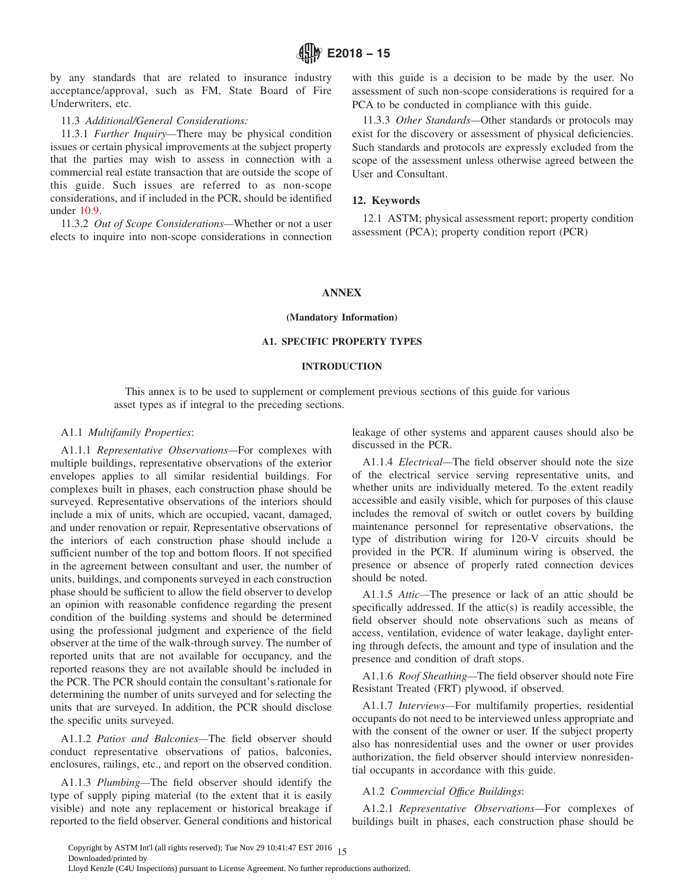by any standards that are related to insurance industry acceptance/approval, such as FM, State Board of Fire Underwriters, etc.

11.3 *Additional/General Considerations:*

11.3.1 *Further Inquiry*—There may be physical condition issues or certain physical improvements at the subject property that the parties may wish to assess in connection with a commercial real estate transaction that are outside the scope of this guide. Such issues are referred to as non-scope considerations, and if included in the PCR, should be identified under 10.9.

11.3.2 *Out of Scope Considerations*—Whether or not a user elects to inquire into non-scope considerations in connection with this guide is a decision to be made by the user. No assessment of such non-scope considerations is required for a PCA to be conducted in compliance with this guide.

11.3.3 *Other Standards*—Other standards or protocols may exist for the discovery or assessment of physical deficiencies. Such standards and protocols are expressly excluded from the scope of the assessment unless otherwise agreed between the User and Consultant.

## 12. Keywords

12.1 ASTM; physical assessment report; property condition assessment (PCA); property condition report (PCR)

## ANNEX

**(Mandatory Information)**

### A1. SPECIFIC PROPERTY TYPES

#### INTRODUCTION

This annex is to be used to supplement or complement previous sections of this guide for various asset types as if integral to the preceding sections.

A1.1 *Multifamily Properties*:

A1.1.1 *Representative Observations*—For complexes with multiple buildings, representative observations of the exterior envelopes applies to all similar residential buildings. For complexes built in phases, each construction phase should be surveyed. Representative observations of the interiors should include a mix of units, which are occupied, vacant, damaged, and under renovation or repair. Representative observations of the interiors of each construction phase should include a sufficient number of the top and bottom floors. If not specified in the agreement between consultant and user, the number of units, buildings, and components surveyed in each construction phase should be sufficient to allow the field observer to develop an opinion with reasonable confidence regarding the present condition of the building systems and should be determined using the professional judgment and experience of the field observer at the time of the walk-through survey. The number of reported units that are not available for occupancy, and the reported reasons they are not available should be included in the PCR. The PCR should contain the consultant's rationale for determining the number of units surveyed and for selecting the units that are surveyed. In addition, the PCR should disclose the specific units surveyed.

A1.1.2 *Patios and Balconies*—The field observer should conduct representative observations of patios, balconies, enclosures, railings, etc., and report on the observed condition.

A1.1.3 *Plumbing*—The field observer should identify the type of supply piping material (to the extent that it is easily visible) and note any replacement or historical breakage if reported to the field observer. General conditions and historical leakage of other systems and apparent causes should also be discussed in the PCR.

A1.1.4 *Electrical*—The field observer should note the size of the electrical service serving representative units, and whether units are individually metered. To the extent readily accessible and easily visible, which for purposes of this clause includes the removal of switch or outlet covers by building maintenance personnel for representative observations, the type of distribution wiring for 120-V circuits should be provided in the PCR. If aluminum wiring is observed, the presence or absence of properly rated connection devices should be noted.

A1.1.5 *Attic*—The presence or lack of an attic should be specifically addressed. If the attic(s) is readily accessible, the field observer should note observations such as means of access, ventilation, evidence of water leakage, daylight entering through defects, the amount and type of insulation and the presence and condition of draft stops.

A1.1.6 *Roof Sheathing*—The field observer should note Fire Resistant Treated (FRT) plywood, if observed.

A1.1.7 *Interviews*—For multifamily properties, residential occupants do not need to be interviewed unless appropriate and with the consent of the owner or user. If the subject property also has nonresidential uses and the owner or user provides authorization, the field observer should interview nonresidential occupants in accordance with this guide.

A1.2 *Commercial Office Buildings*:

A1.2.1 *Representative Observations*—For complexes of buildings built in phases, each construction phase should be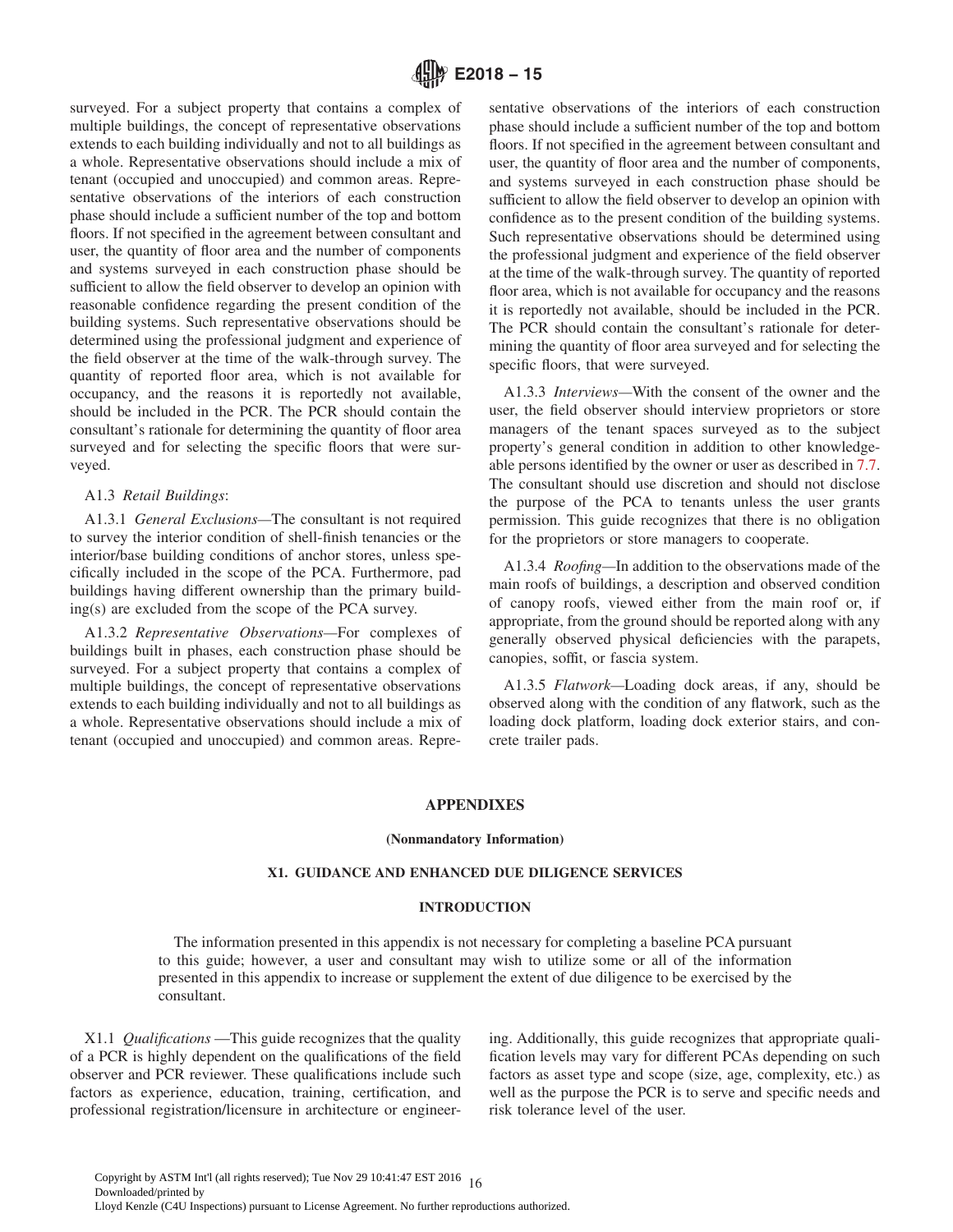surveyed. For a subject property that contains a complex of multiple buildings, the concept of representative observations extends to each building individually and not to all buildings as a whole. Representative observations should include a mix of tenant (occupied and unoccupied) and common areas. Representative observations of the interiors of each construction phase should include a sufficient number of the top and bottom floors. If not specified in the agreement between consultant and user, the quantity of floor area and the number of components and systems surveyed in each construction phase should be sufficient to allow the field observer to develop an opinion with reasonable confidence regarding the present condition of the building systems. Such representative observations should be determined using the professional judgment and experience of the field observer at the time of the walk-through survey. The quantity of reported floor area, which is not available for occupancy, and the reasons it is reportedly not available, should be included in the PCR. The PCR should contain the consultant's rationale for determining the quantity of floor area surveyed and for selecting the specific floors that were surveyed.

A1.3 *Retail Buildings*:

A1.3.1 *General Exclusions*—The consultant is not required to survey the interior condition of shell-finish tenancies or the interior/base building conditions of anchor stores, unless specifically included in the scope of the PCA. Furthermore, pad buildings having different ownership than the primary building(s) are excluded from the scope of the PCA survey.

A1.3.2 *Representative Observations*—For complexes of buildings built in phases, each construction phase should be surveyed. For a subject property that contains a complex of multiple buildings, the concept of representative observations extends to each building individually and not to all buildings as a whole. Representative observations should include a mix of tenant (occupied and unoccupied) and common areas. Representative observations of the interiors of each construction phase should include a sufficient number of the top and bottom floors. If not specified in the agreement between consultant and user, the quantity of floor area and the number of components, and systems surveyed in each construction phase should be sufficient to allow the field observer to develop an opinion with confidence as to the present condition of the building systems. Such representative observations should be determined using the professional judgment and experience of the field observer at the time of the walk-through survey. The quantity of reported floor area, which is not available for occupancy and the reasons it is reportedly not available, should be included in the PCR. The PCR should contain the consultant's rationale for determining the quantity of floor area surveyed and for selecting the specific floors, that were surveyed.

A1.3.3 *Interviews*—With the consent of the owner and the user, the field observer should interview proprietors or store managers of the tenant spaces surveyed as to the subject property's general condition in addition to other knowledgeable persons identified by the owner or user as described in 7.7. The consultant should use discretion and should not disclose the purpose of the PCA to tenants unless the user grants permission. This guide recognizes that there is no obligation for the proprietors or store managers to cooperate.

A1.3.4 *Roofing*—In addition to the observations made of the main roofs of buildings, a description and observed condition of canopy roofs, viewed either from the main roof or, if appropriate, from the ground should be reported along with any generally observed physical deficiencies with the parapets, canopies, soffit, or fascia system.

A1.3.5 *Flatwork*—Loading dock areas, if any, should be observed along with the condition of any flatwork, such as the loading dock platform, loading dock exterior stairs, and concrete trailer pads.

# APPENDIXES

**(Nonmandatory Information)**

## X1. GUIDANCE AND ENHANCED DUE DILIGENCE SERVICES

### INTRODUCTION

The information presented in this appendix is not necessary for completing a baseline PCA pursuant to this guide; however, a user and consultant may wish to utilize some or all of the information presented in this appendix to increase or supplement the extent of due diligence to be exercised by the consultant.

X1.1 *Qualifications* —This guide recognizes that the quality of a PCR is highly dependent on the qualifications of the field observer and PCR reviewer. These qualifications include such factors as experience, education, training, certification, and professional registration/licensure in architecture or engineering. Additionally, this guide recognizes that appropriate qualification levels may vary for different PCAs depending on such factors as asset type and scope (size, age, complexity, etc.) as well as the purpose the PCR is to serve and specific needs and risk tolerance level of the user.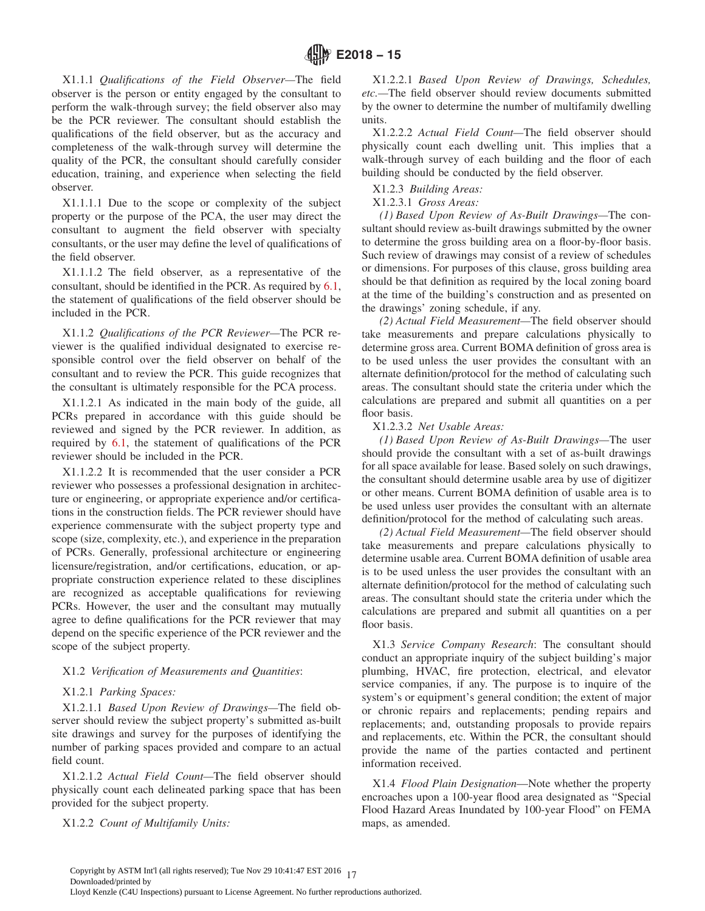X1.1.1 *Qualifications of the Field Observer*—The field observer is the person or entity engaged by the consultant to perform the walk-through survey; the field observer also may be the PCR reviewer. The consultant should establish the qualifications of the field observer, but as the accuracy and completeness of the walk-through survey will determine the quality of the PCR, the consultant should carefully consider education, training, and experience when selecting the field observer.

X1.1.1.1 Due to the scope or complexity of the subject property or the purpose of the PCA, the user may direct the consultant to augment the field observer with specialty consultants, or the user may define the level of qualifications of the field observer.

X1.1.1.2 The field observer, as a representative of the consultant, should be identified in the PCR. As required by 6.1, the statement of qualifications of the field observer should be included in the PCR.

X1.1.2 *Qualifications of the PCR Reviewer*—The PCR reviewer is the qualified individual designated to exercise responsible control over the field observer on behalf of the consultant and to review the PCR. This guide recognizes that the consultant is ultimately responsible for the PCA process.

X1.1.2.1 As indicated in the main body of the guide, all PCRs prepared in accordance with this guide should be reviewed and signed by the PCR reviewer. In addition, as required by 6.1, the statement of qualifications of the PCR reviewer should be included in the PCR.

X1.1.2.2 It is recommended that the user consider a PCR reviewer who possesses a professional designation in architecture or engineering, or appropriate experience and/or certifications in the construction fields. The PCR reviewer should have experience commensurate with the subject property type and scope (size, complexity, etc.), and experience in the preparation of PCRs. Generally, professional architecture or engineering licensure/registration, and/or certifications, education, or appropriate construction experience related to these disciplines are recognized as acceptable qualifications for reviewing PCRs. However, the user and the consultant may mutually agree to define qualifications for the PCR reviewer that may depend on the specific experience of the PCR reviewer and the scope of the subject property.

X1.2 *Verification of Measurements and Quantities*:

X1.2.1 *Parking Spaces:*

X1.2.1.1 *Based Upon Review of Drawings*—The field observer should review the subject property's submitted as-built site drawings and survey for the purposes of identifying the number of parking spaces provided and compare to an actual field count.

X1.2.1.2 *Actual Field Count*—The field observer should physically count each delineated parking space that has been provided for the subject property.

X1.2.2 *Count of Multifamily Units:*

X1.2.2.1 *Based Upon Review of Drawings, Schedules, etc.*—The field observer should review documents submitted by the owner to determine the number of multifamily dwelling units.

X1.2.2.2 *Actual Field Count*—The field observer should physically count each dwelling unit. This implies that a walk-through survey of each building and the floor of each building should be conducted by the field observer.

X1.2.3 *Building Areas:*

X1.2.3.1 *Gross Areas:*

*(1) Based Upon Review of As-Built Drawings*—The consultant should review as-built drawings submitted by the owner to determine the gross building area on a floor-by-floor basis. Such review of drawings may consist of a review of schedules or dimensions. For purposes of this clause, gross building area should be that definition as required by the local zoning board at the time of the building's construction and as presented on the drawings' zoning schedule, if any.

*(2) Actual Field Measurement*—The field observer should take measurements and prepare calculations physically to determine gross area. Current BOMA definition of gross area is to be used unless the user provides the consultant with an alternate definition/protocol for the method of calculating such areas. The consultant should state the criteria under which the calculations are prepared and submit all quantities on a per floor basis.

X1.2.3.2 *Net Usable Areas:*

*(1) Based Upon Review of As-Built Drawings*—The user should provide the consultant with a set of as-built drawings for all space available for lease. Based solely on such drawings, the consultant should determine usable area by use of digitizer or other means. Current BOMA definition of usable area is to be used unless user provides the consultant with an alternate definition/protocol for the method of calculating such areas.

*(2) Actual Field Measurement*—The field observer should take measurements and prepare calculations physically to determine usable area. Current BOMA definition of usable area is to be used unless the user provides the consultant with an alternate definition/protocol for the method of calculating such areas. The consultant should state the criteria under which the calculations are prepared and submit all quantities on a per floor basis.

X1.3 *Service Company Research*: The consultant should conduct an appropriate inquiry of the subject building's major plumbing, HVAC, fire protection, electrical, and elevator service companies, if any. The purpose is to inquire of the system's or equipment's general condition; the extent of major or chronic repairs and replacements; pending repairs and replacements; and, outstanding proposals to provide repairs and replacements, etc. Within the PCR, the consultant should provide the name of the parties contacted and pertinent information received.

X1.4 *Flood Plain Designation*—Note whether the property encroaches upon a 100-year flood area designated as "Special Flood Hazard Areas Inundated by 100-year Flood" on FEMA maps, as amended.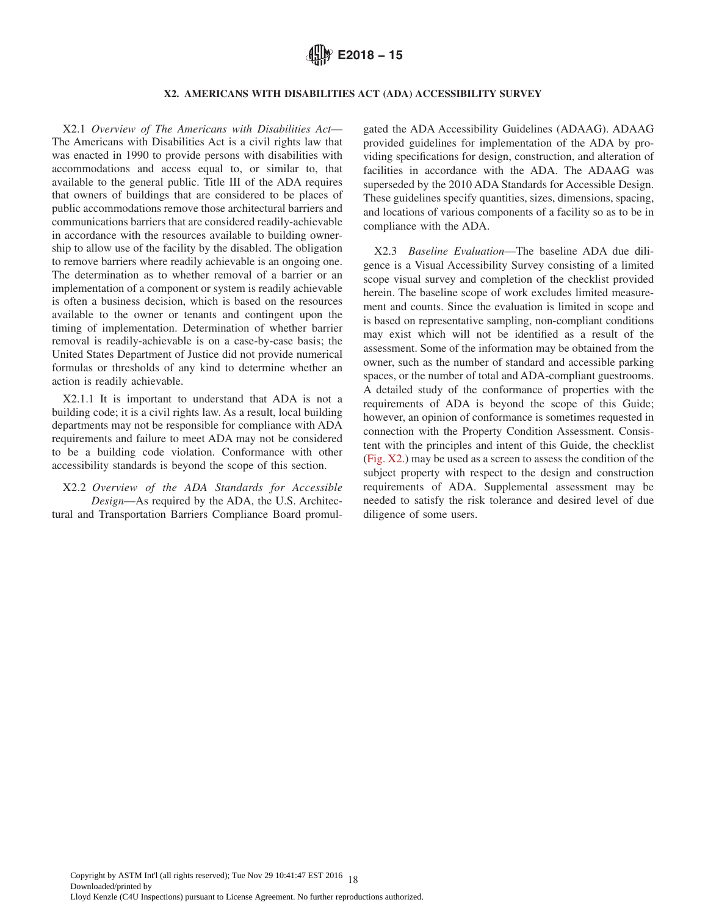## X2. AMERICANS WITH DISABILITIES ACT (ADA) ACCESSIBILITY SURVEY

X2.1 *Overview of The Americans with Disabilities Act*—The Americans with Disabilities Act is a civil rights law that was enacted in 1990 to provide persons with disabilities with accommodations and access equal to, or similar to, that available to the general public. Title III of the ADA requires that owners of buildings that are considered to be places of public accommodations remove those architectural barriers and communications barriers that are considered readily-achievable in accordance with the resources available to building ownership to allow use of the facility by the disabled. The obligation to remove barriers where readily achievable is an ongoing one. The determination as to whether removal of a barrier or an implementation of a component or system is readily achievable is often a business decision, which is based on the resources available to the owner or tenants and contingent upon the timing of implementation. Determination of whether barrier removal is readily-achievable is on a case-by-case basis; the United States Department of Justice did not provide numerical formulas or thresholds of any kind to determine whether an action is readily achievable.

X2.1.1 It is important to understand that ADA is not a building code; it is a civil rights law. As a result, local building departments may not be responsible for compliance with ADA requirements and failure to meet ADA may not be considered to be a building code violation. Conformance with other accessibility standards is beyond the scope of this section.

X2.2 *Overview of the ADA Standards for Accessible Design*—As required by the ADA, the U.S. Architectural and Transportation Barriers Compliance Board promulgated the ADA Accessibility Guidelines (ADAAG). ADAAG provided guidelines for implementation of the ADA by providing specifications for design, construction, and alteration of facilities in accordance with the ADA. The ADAAG was superseded by the 2010 ADA Standards for Accessible Design. These guidelines specify quantities, sizes, dimensions, spacing, and locations of various components of a facility so as to be in compliance with the ADA.

X2.3 *Baseline Evaluation*—The baseline ADA due diligence is a Visual Accessibility Survey consisting of a limited scope visual survey and completion of the checklist provided herein. The baseline scope of work excludes limited measurement and counts. Since the evaluation is limited in scope and is based on representative sampling, non-compliant conditions may exist which will not be identified as a result of the assessment. Some of the information may be obtained from the owner, such as the number of standard and accessible parking spaces, or the number of total and ADA-compliant guestrooms. A detailed study of the conformance of properties with the requirements of ADA is beyond the scope of this Guide; however, an opinion of conformance is sometimes requested in connection with the Property Condition Assessment. Consistent with the principles and intent of this Guide, the checklist (Fig. X2.) may be used as a screen to assess the condition of the subject property with respect to the design and construction requirements of ADA. Supplemental assessment may be needed to satisfy the risk tolerance and desired level of due diligence of some users.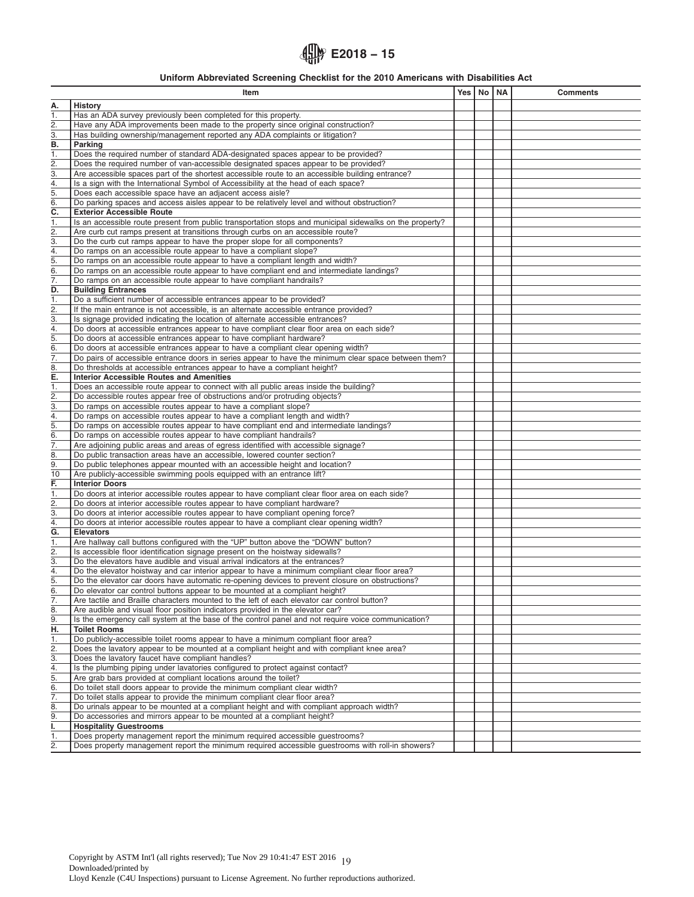**Uniform Abbreviated Screening Checklist for the 2010 Americans with Disabilities Act**

| | Item | Yes | No | NA | Comments |
|---|---|---|---|---|---|
| **A.** | **History** | | | | |
| 1. | Has an ADA survey previously been completed for this property. | | | | |
| 2. | Have any ADA improvements been made to the property since original construction? | | | | |
| 3. | Has building ownership/management reported any ADA complaints or litigation? | | | | |
| **B.** | **Parking** | | | | |
| 1. | Does the required number of standard ADA-designated spaces appear to be provided? | | | | |
| 2. | Does the required number of van-accessible designated spaces appear to be provided? | | | | |
| 3. | Are accessible spaces part of the shortest accessible route to an accessible building entrance? | | | | |
| 4. | Is a sign with the International Symbol of Accessibility at the head of each space? | | | | |
| 5. | Does each accessible space have an adjacent access aisle? | | | | |
| 6. | Do parking spaces and access aisles appear to be relatively level and without obstruction? | | | | |
| **C.** | **Exterior Accessible Route** | | | | |
| 1. | Is an accessible route present from public transportation stops and municipal sidewalks on the property? | | | | |
| 2. | Are curb cut ramps present at transitions through curbs on an accessible route? | | | | |
| 3. | Do the curb cut ramps appear to have the proper slope for all components? | | | | |
| 4. | Do ramps on an accessible route appear to have a compliant slope? | | | | |
| 5. | Do ramps on an accessible route appear to have a compliant length and width? | | | | |
| 6. | Do ramps on an accessible route appear to have compliant end and intermediate landings? | | | | |
| 7. | Do ramps on an accessible route appear to have compliant handrails? | | | | |
| **D.** | **Building Entrances** | | | | |
| 1. | Do a sufficient number of accessible entrances appear to be provided? | | | | |
| 2. | If the main entrance is not accessible, is an alternate accessible entrance provided? | | | | |
| 3. | Is signage provided indicating the location of alternate accessible entrances? | | | | |
| 4. | Do doors at accessible entrances appear to have compliant clear floor area on each side? | | | | |
| 5. | Do doors at accessible entrances appear to have compliant hardware? | | | | |
| 6. | Do doors at accessible entrances appear to have a compliant clear opening width? | | | | |
| 7. | Do pairs of accessible entrance doors in series appear to have the minimum clear space between them? | | | | |
| 8. | Do thresholds at accessible entrances appear to have a compliant height? | | | | |
| **E.** | **Interior Accessible Routes and Amenities** | | | | |
| 1. | Does an accessible route appear to connect with all public areas inside the building? | | | | |
| 2. | Do accessible routes appear free of obstructions and/or protruding objects? | | | | |
| 3. | Do ramps on accessible routes appear to have a compliant slope? | | | | |
| 4. | Do ramps on accessible routes appear to have a compliant length and width? | | | | |
| 5. | Do ramps on accessible routes appear to have compliant end and intermediate landings? | | | | |
| 6. | Do ramps on accessible routes appear to have compliant handrails? | | | | |
| 7. | Are adjoining public areas and areas of egress identified with accessible signage? | | | | |
| 8. | Do public transaction areas have an accessible, lowered counter section? | | | | |
| 9. | Do public telephones appear mounted with an accessible height and location? | | | | |
| 10 | Are publicly-accessible swimming pools equipped with an entrance lift? | | | | |
| **F.** | **Interior Doors** | | | | |
| 1. | Do doors at interior accessible routes appear to have compliant clear floor area on each side? | | | | |
| 2. | Do doors at interior accessible routes appear to have compliant hardware? | | | | |
| 3. | Do doors at interior accessible routes appear to have compliant opening force? | | | | |
| 4. | Do doors at interior accessible routes appear to have a compliant clear opening width? | | | | |
| **G.** | **Elevators** | | | | |
| 1. | Are hallway call buttons configured with the "UP" button above the "DOWN" button? | | | | |
| 2. | Is accessible floor identification signage present on the hoistway sidewalls? | | | | |
| 3. | Do the elevators have audible and visual arrival indicators at the entrances? | | | | |
| 4. | Do the elevator hoistway and car interior appear to have a minimum compliant clear floor area? | | | | |
| 5. | Do the elevator car doors have automatic re-opening devices to prevent closure on obstructions? | | | | |
| 6. | Do elevator car control buttons appear to be mounted at a compliant height? | | | | |
| 7. | Are tactile and Braille characters mounted to the left of each elevator car control button? | | | | |
| 8. | Are audible and visual floor position indicators provided in the elevator car? | | | | |
| 9. | Is the emergency call system at the base of the control panel and not require voice communication? | | | | |
| **H.** | **Toilet Rooms** | | | | |
| 1. | Do publicly-accessible toilet rooms appear to have a minimum compliant floor area? | | | | |
| 2. | Does the lavatory appear to be mounted at a compliant height and with compliant knee area? | | | | |
| 3. | Does the lavatory faucet have compliant handles? | | | | |
| 4. | Is the plumbing piping under lavatories configured to protect against contact? | | | | |
| 5. | Are grab bars provided at compliant locations around the toilet? | | | | |
| 6. | Do toilet stall doors appear to provide the minimum compliant clear width? | | | | |
| 7. | Do toilet stalls appear to provide the minimum compliant clear floor area? | | | | |
| 8. | Do urinals appear to be mounted at a compliant height and with compliant approach width? | | | | |
| 9. | Do accessories and mirrors appear to be mounted at a compliant height? | | | | |
| **I.** | **Hospitality Guestrooms** | | | | |
| 1. | Does property management report the minimum required accessible guestrooms? | | | | |
| 2. | Does property management report the minimum required accessible guestrooms with roll-in showers? | | | | |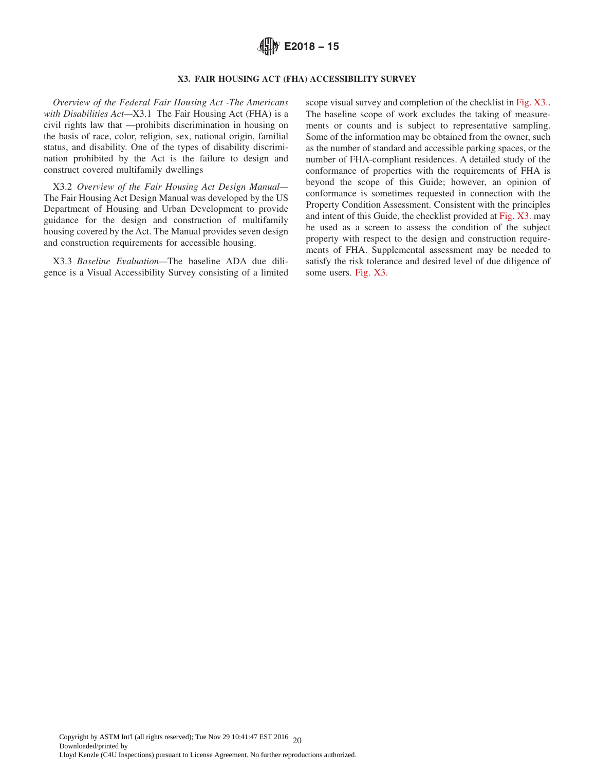## X3. FAIR HOUSING ACT (FHA) ACCESSIBILITY SURVEY

*Overview of the Federal Fair Housing Act -The Americans with Disabilities Act*—X3.1 The Fair Housing Act (FHA) is a civil rights law that —prohibits discrimination in housing on the basis of race, color, religion, sex, national origin, familial status, and disability. One of the types of disability discrimination prohibited by the Act is the failure to design and construct covered multifamily dwellings

X3.2 *Overview of the Fair Housing Act Design Manual*—The Fair Housing Act Design Manual was developed by the US Department of Housing and Urban Development to provide guidance for the design and construction of multifamily housing covered by the Act. The Manual provides seven design and construction requirements for accessible housing.

X3.3 *Baseline Evaluation*—The baseline ADA due diligence is a Visual Accessibility Survey consisting of a limited scope visual survey and completion of the checklist in Fig. X3.. The baseline scope of work excludes the taking of measurements or counts and is subject to representative sampling. Some of the information may be obtained from the owner, such as the number of standard and accessible parking spaces, or the number of FHA-compliant residences. A detailed study of the conformance of properties with the requirements of FHA is beyond the scope of this Guide; however, an opinion of conformance is sometimes requested in connection with the Property Condition Assessment. Consistent with the principles and intent of this Guide, the checklist provided at Fig. X3. may be used as a screen to assess the condition of the subject property with respect to the design and construction requirements of FHA. Supplemental assessment may be needed to satisfy the risk tolerance and desired level of due diligence of some users. Fig. X3.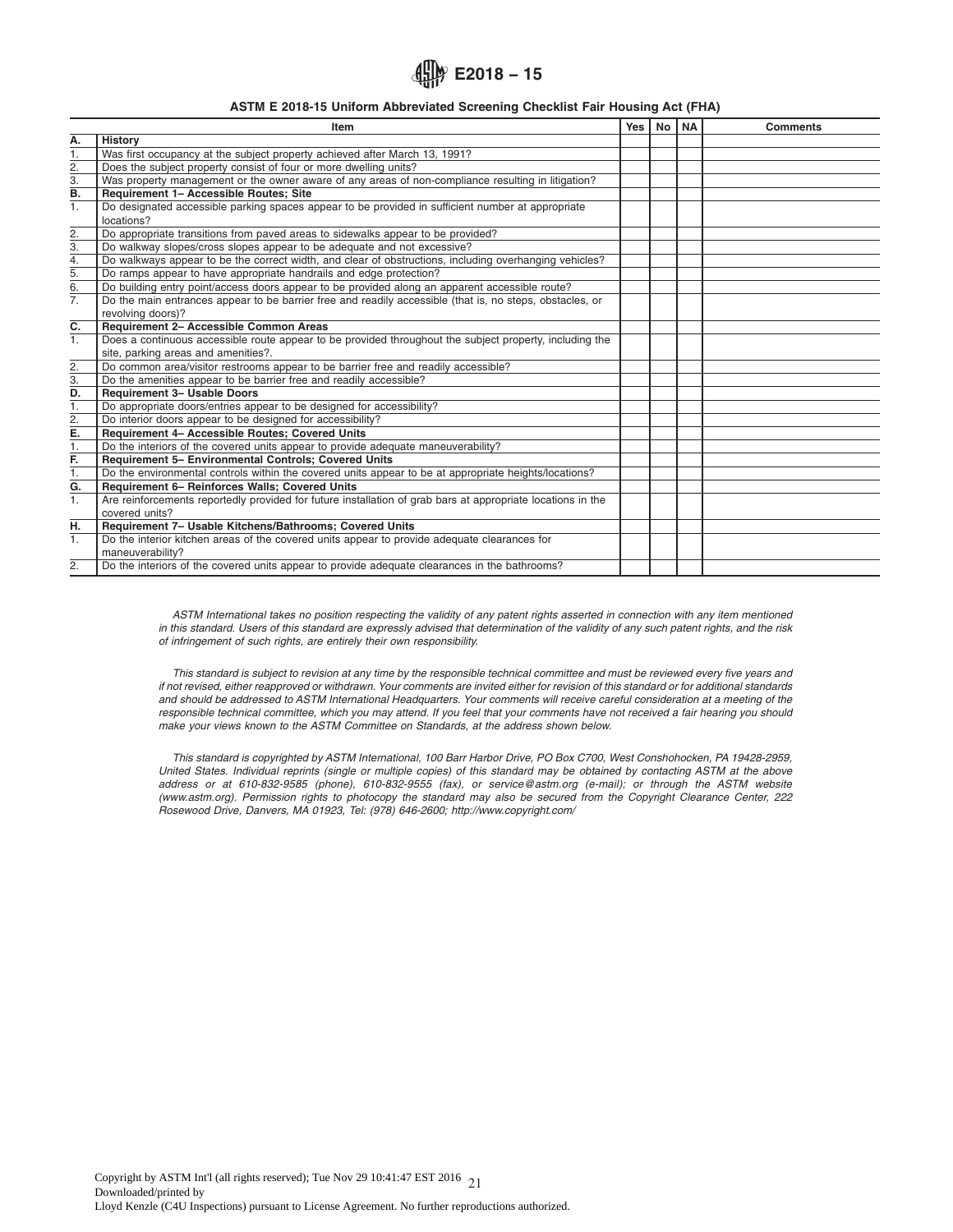**ASTM E 2018-15 Uniform Abbreviated Screening Checklist Fair Housing Act (FHA)**

| | Item | Yes | No | NA | Comments |
|---|---|---|---|---|---|
| **A.** | **History** | | | | |
| 1. | Was first occupancy at the subject property achieved after March 13, 1991? | | | | |
| 2. | Does the subject property consist of four or more dwelling units? | | | | |
| 3. | Was property management or the owner aware of any areas of non-compliance resulting in litigation? | | | | |
| **B.** | **Requirement 1– Accessible Routes; Site** | | | | |
| 1. | Do designated accessible parking spaces appear to be provided in sufficient number at appropriate locations? | | | | |
| 2. | Do appropriate transitions from paved areas to sidewalks appear to be provided? | | | | |
| 3. | Do walkway slopes/cross slopes appear to be adequate and not excessive? | | | | |
| 4. | Do walkways appear to be the correct width, and clear of obstructions, including overhanging vehicles? | | | | |
| 5. | Do ramps appear to have appropriate handrails and edge protection? | | | | |
| 6. | Do building entry point/access doors appear to be provided along an apparent accessible route? | | | | |
| 7. | Do the main entrances appear to be barrier free and readily accessible (that is, no steps, obstacles, or revolving doors)? | | | | |
| **C.** | **Requirement 2– Accessible Common Areas** | | | | |
| 1. | Does a continuous accessible route appear to be provided throughout the subject property, including the site, parking areas and amenities?. | | | | |
| 2. | Do common area/visitor restrooms appear to be barrier free and readily accessible? | | | | |
| 3. | Do the amenities appear to be barrier free and readily accessible? | | | | |
| **D.** | **Requirement 3– Usable Doors** | | | | |
| 1. | Do appropriate doors/entries appear to be designed for accessibility? | | | | |
| 2. | Do interior doors appear to be designed for accessibility? | | | | |
| **E.** | **Requirement 4– Accessible Routes; Covered Units** | | | | |
| 1. | Do the interiors of the covered units appear to provide adequate maneuverability? | | | | |
| **F.** | **Requirement 5– Environmental Controls; Covered Units** | | | | |
| 1. | Do the environmental controls within the covered units appear to be at appropriate heights/locations? | | | | |
| **G.** | **Requirement 6– Reinforces Walls; Covered Units** | | | | |
| 1. | Are reinforcements reportedly provided for future installation of grab bars at appropriate locations in the covered units? | | | | |
| **H.** | **Requirement 7– Usable Kitchens/Bathrooms; Covered Units** | | | | |
| 1. | Do the interior kitchen areas of the covered units appear to provide adequate clearances for maneuverability? | | | | |
| 2. | Do the interiors of the covered units appear to provide adequate clearances in the bathrooms? | | | | |

*ASTM International takes no position respecting the validity of any patent rights asserted in connection with any item mentioned in this standard. Users of this standard are expressly advised that determination of the validity of any such patent rights, and the risk of infringement of such rights, are entirely their own responsibility.*

*This standard is subject to revision at any time by the responsible technical committee and must be reviewed every five years and if not revised, either reapproved or withdrawn. Your comments are invited either for revision of this standard or for additional standards and should be addressed to ASTM International Headquarters. Your comments will receive careful consideration at a meeting of the responsible technical committee, which you may attend. If you feel that your comments have not received a fair hearing you should make your views known to the ASTM Committee on Standards, at the address shown below.*

*This standard is copyrighted by ASTM International, 100 Barr Harbor Drive, PO Box C700, West Conshohocken, PA 19428-2959, United States. Individual reprints (single or multiple copies) of this standard may be obtained by contacting ASTM at the above address or at 610-832-9585 (phone), 610-832-9555 (fax), or service@astm.org (e-mail); or through the ASTM website (www.astm.org). Permission rights to photocopy the standard may also be secured from the Copyright Clearance Center, 222 Rosewood Drive, Danvers, MA 01923, Tel: (978) 646-2600; http://www.copyright.com/*